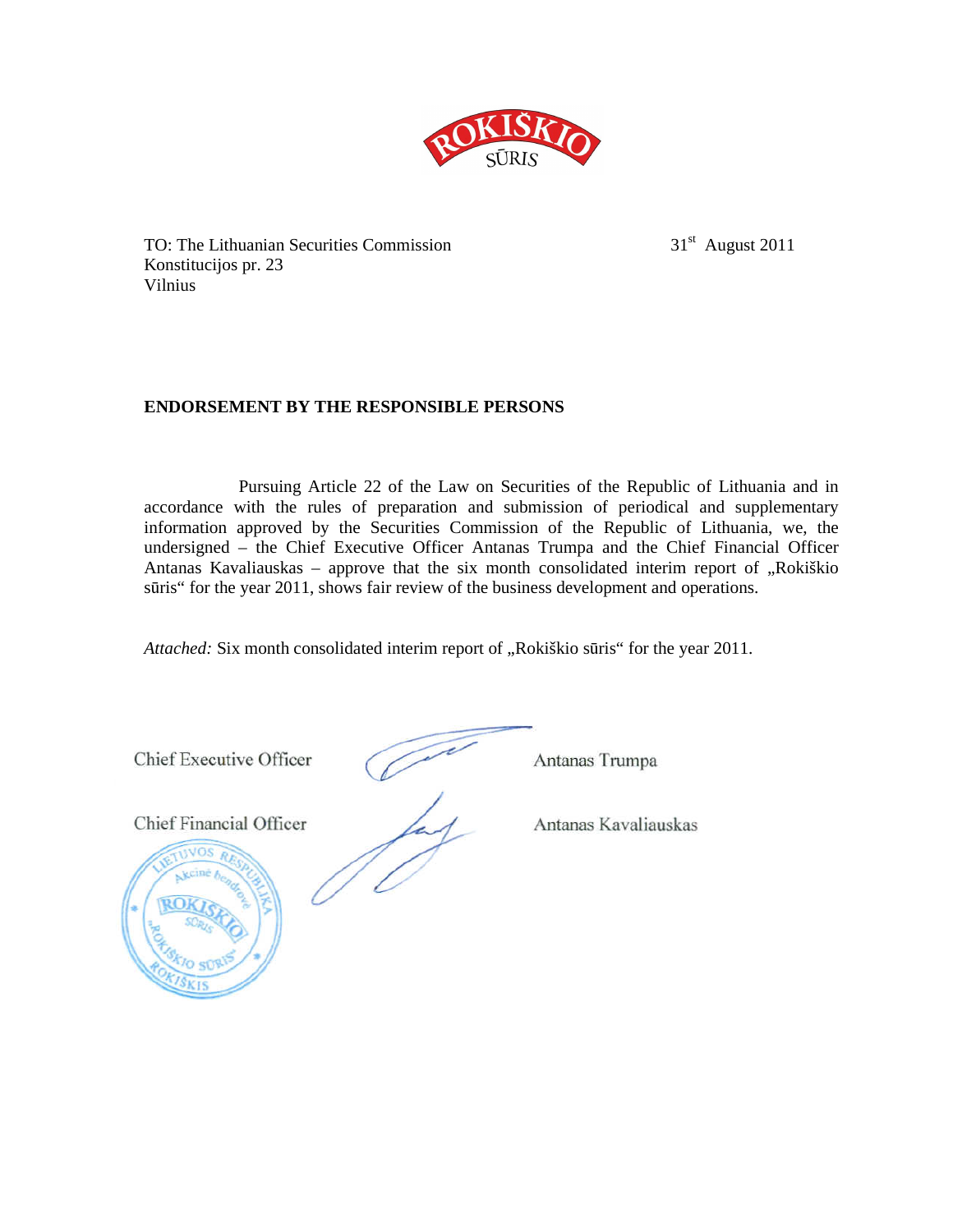TO: The Lithuanian Securities Commission
Konstitucijos pr. 23
Vilnius

31st August 2011

**ENDORSEMENT BY THE RESPONSIBLE PERSONS**

Pursuing Article 22 of the Law on Securities of the Republic of Lithuania and in accordance with the rules of preparation and submission of periodical and supplementary information approved by the Securities Commission of the Republic of Lithuania, we, the undersigned – the Chief Executive Officer Antanas Trumpa and the Chief Financial Officer Antanas Kavaliauskas – approve that the six month consolidated interim report of „Rokiškio sūris“ for the year 2011, shows fair review of the business development and operations.

*Attached:* Six month consolidated interim report of „Rokiškio sūris“ for the year 2011.

Chief Executive Officer Antanas Trumpa

Chief Financial Officer Antanas Kavaliauskas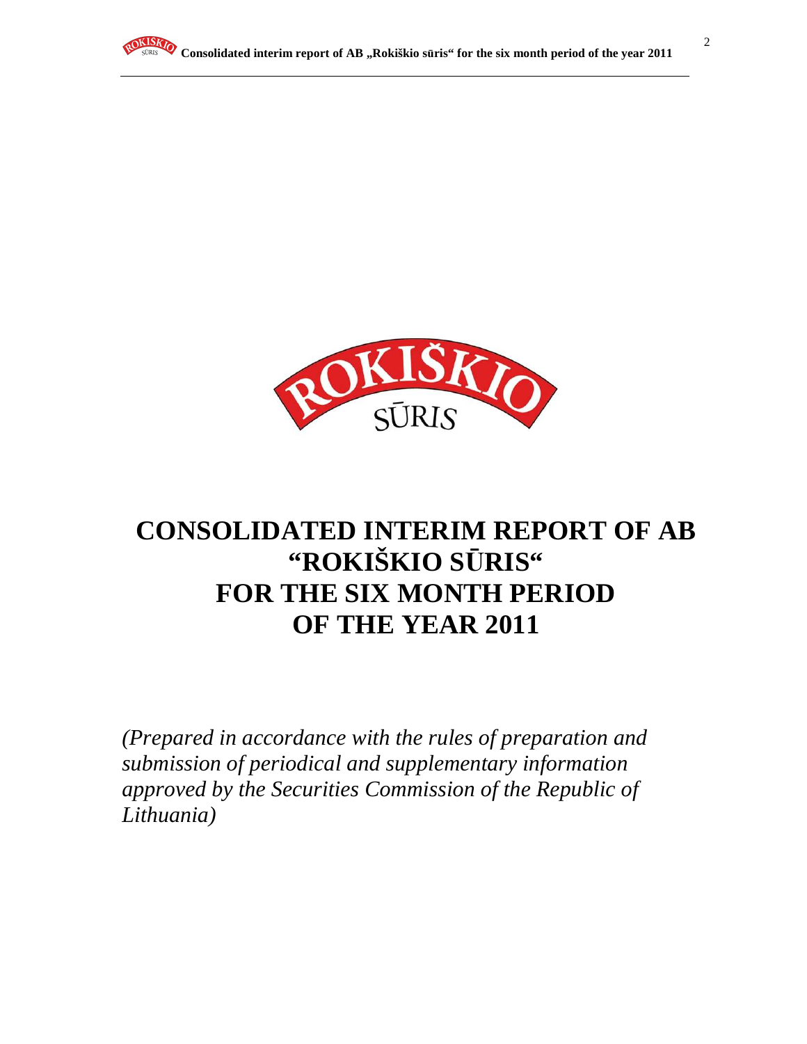# CONSOLIDATED INTERIM REPORT OF AB "ROKIŠKIO SŪRIS" FOR THE SIX MONTH PERIOD OF THE YEAR 2011

*(Prepared in accordance with the rules of preparation and submission of periodical and supplementary information approved by the Securities Commission of the Republic of Lithuania)*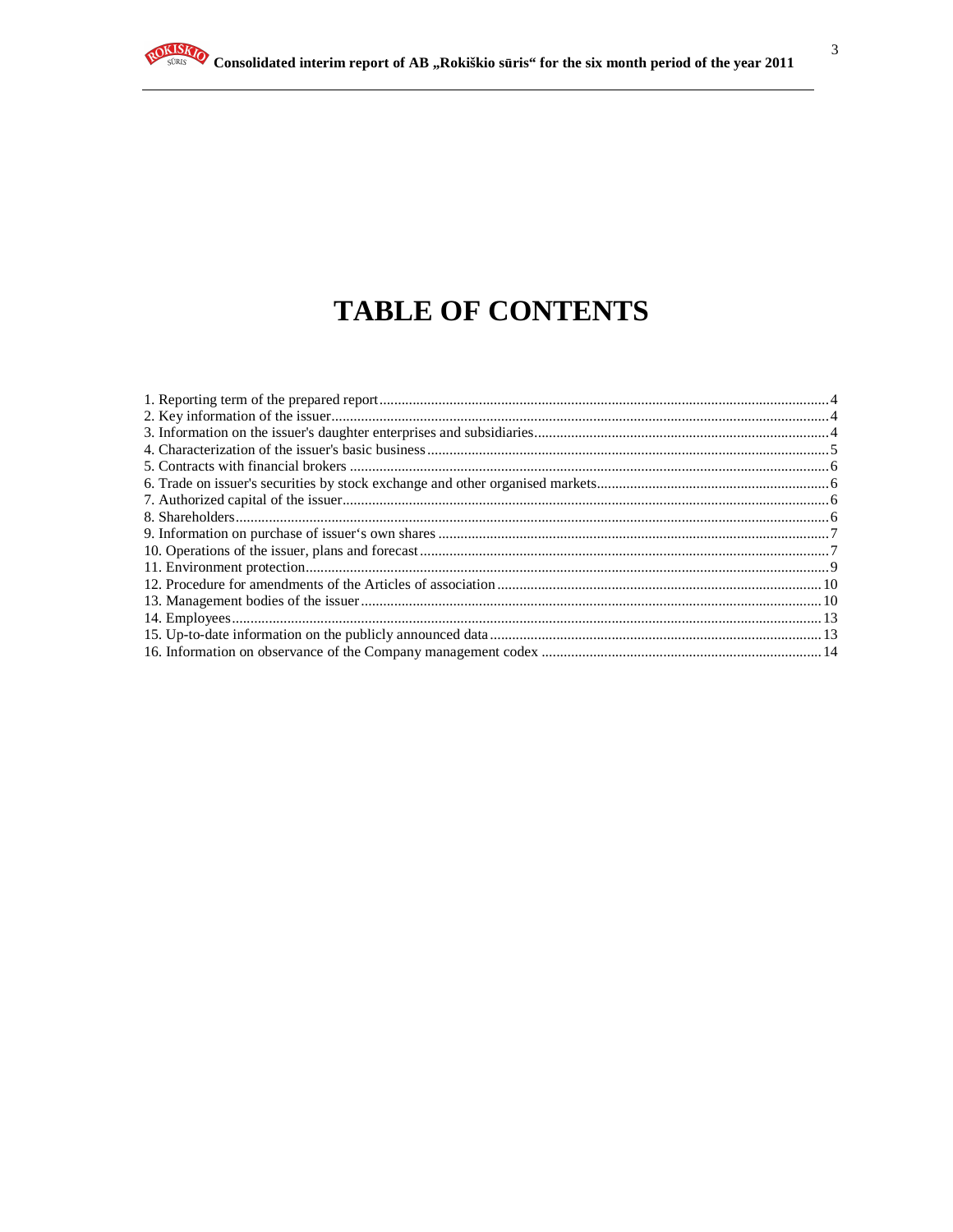# TABLE OF CONTENTS

1. Reporting term of the prepared report........................................................................................................4
2. Key information of the issuer.......................................................................................................................4
3. Information on the issuer's daughter enterprises and subsidiaries...............................................................4
4. Characterization of the issuer's basic business............................................................................................5
5. Contracts with financial brokers ..................................................................................................................6
6. Trade on issuer's securities by stock exchange and other organised markets..............................................6
7. Authorized capital of the issuer....................................................................................................................6
8. Shareholders.................................................................................................................................................6
9. Information on purchase of issuer's own shares ..........................................................................................7
10. Operations of the issuer, plans and forecast...............................................................................................7
11. Environment protection..............................................................................................................................9
12. Procedure for amendments of the Articles of association.......................................................................10
13. Management bodies of the issuer.............................................................................................................10
14. Employees................................................................................................................................................13
15. Up-to-date information on the publicly announced data.........................................................................13
16. Information on observance of the Company management codex ...........................................................14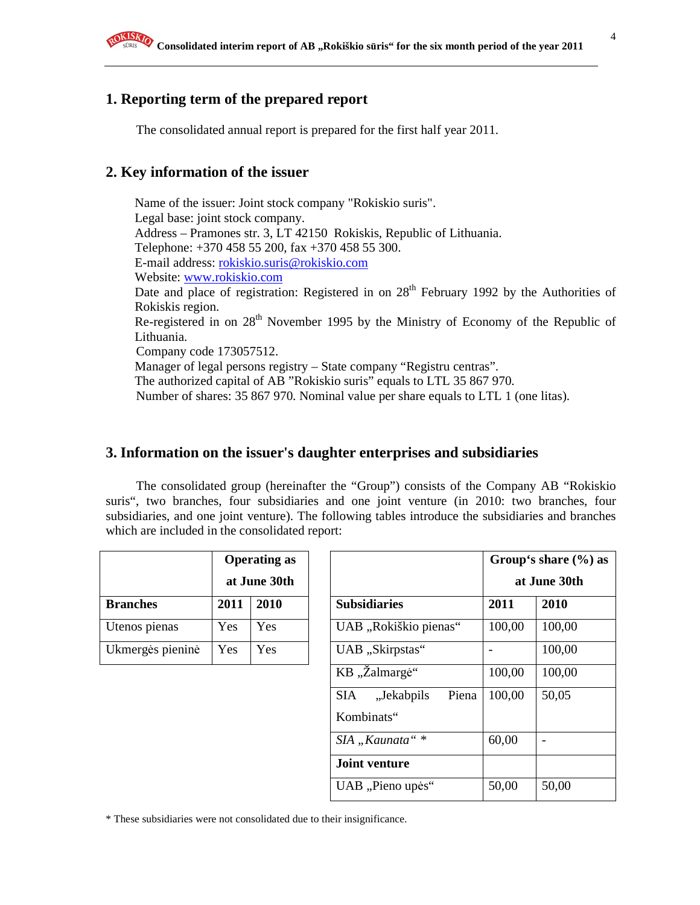## 1. Reporting term of the prepared report

The consolidated annual report is prepared for the first half year 2011.

## 2. Key information of the issuer

Name of the issuer: Joint stock company "Rokiskio suris".
Legal base: joint stock company.
Address – Pramones str. 3, LT 42150 Rokiskis, Republic of Lithuania.
Telephone: +370 458 55 200, fax +370 458 55 300.
E-mail address: rokiskio.suris@rokiskio.com
Website: www.rokiskio.com
Date and place of registration: Registered in on 28th February 1992 by the Authorities of Rokiskis region.
Re-registered in on 28th November 1995 by the Ministry of Economy of the Republic of Lithuania.
Company code 173057512.
Manager of legal persons registry – State company "Registru centras".
The authorized capital of AB "Rokiskio suris" equals to LTL 35 867 970.
Number of shares: 35 867 970. Nominal value per share equals to LTL 1 (one litas).

## 3. Information on the issuer's daughter enterprises and subsidiaries

The consolidated group (hereinafter the "Group") consists of the Company AB "Rokiskio suris", two branches, four subsidiaries and one joint venture (in 2010: two branches, four subsidiaries, and one joint venture). The following tables introduce the subsidiaries and branches which are included in the consolidated report:

| | Operating as at June 30th | |
|---|---|---|
| **Branches** | **2011** | **2010** |
| Utenos pienas | Yes | Yes |
| Ukmergės pieninė | Yes | Yes |

| | Group's share (%) as at June 30th | |
|---|---|---|
| **Subsidiaries** | **2011** | **2010** |
| UAB „Rokiškio pienas" | 100,00 | 100,00 |
| UAB „Skirpstas" | - | 100,00 |
| KB „Žalmargė" | 100,00 | 100,00 |
| SIA „Jekabpils Piena Kombinats" | 100,00 | 50,05 |
| *SIA „Kaunata" \** | 60,00 | - |
| **Joint venture** | | |
| UAB „Pieno upės" | 50,00 | 50,00 |

\* These subsidiaries were not consolidated due to their insignificance.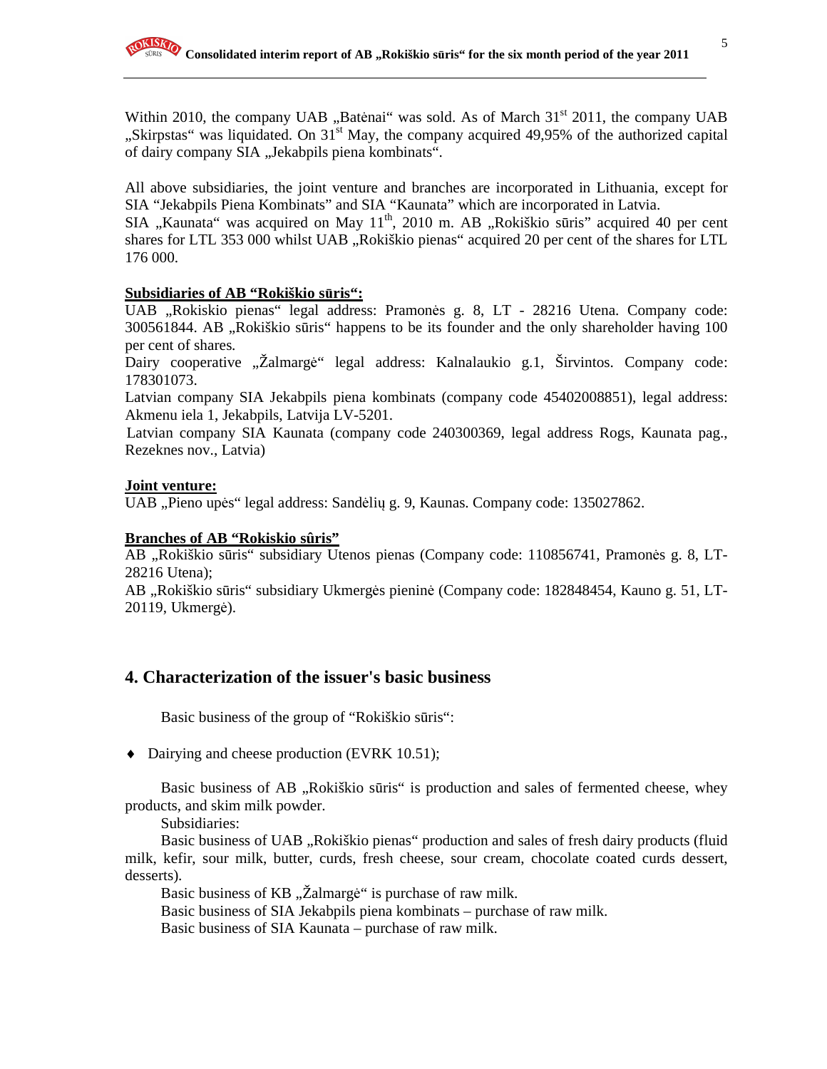Within 2010, the company UAB „Batėnai" was sold. As of March 31st 2011, the company UAB „Skirpstas" was liquidated. On 31st May, the company acquired 49,95% of the authorized capital of dairy company SIA „Jekabpils piena kombinats".

All above subsidiaries, the joint venture and branches are incorporated in Lithuania, except for SIA "Jekabpils Piena Kombinats" and SIA "Kaunata" which are incorporated in Latvia.
SIA „Kaunata" was acquired on May 11th, 2010 m. AB „Rokiškio sūris" acquired 40 per cent shares for LTL 353 000 whilst UAB „Rokiškio pienas" acquired 20 per cent of the shares for LTL 176 000.

**Subsidiaries of AB "Rokiškio sūris":**

UAB „Rokiskio pienas" legal address: Pramonės g. 8, LT - 28216 Utena. Company code: 300561844. AB „Rokiškio sūris" happens to be its founder and the only shareholder having 100 per cent of shares.
Dairy cooperative „Žalmargė" legal address: Kalnalaukio g.1, Širvintos. Company code: 178301073.
Latvian company SIA Jekabpils piena kombinats (company code 45402008851), legal address: Akmenu iela 1, Jekabpils, Latvija LV-5201.
Latvian company SIA Kaunata (company code 240300369, legal address Rogs, Kaunata pag., Rezeknes nov., Latvia)

**Joint venture:**

UAB „Pieno upės" legal address: Sandėlių g. 9, Kaunas. Company code: 135027862.

**Branches of AB "Rokiskio sûris"**

AB „Rokiškio sūris" subsidiary Utenos pienas (Company code: 110856741, Pramonės g. 8, LT-28216 Utena);
AB „Rokiškio sūris" subsidiary Ukmergės pieninė (Company code: 182848454, Kauno g. 51, LT-20119, Ukmergė).

## 4. Characterization of the issuer's basic business

Basic business of the group of "Rokiškio sūris":

- Dairying and cheese production (EVRK 10.51);

Basic business of AB „Rokiškio sūris" is production and sales of fermented cheese, whey products, and skim milk powder.

Subsidiaries:

Basic business of UAB „Rokiškio pienas" production and sales of fresh dairy products (fluid milk, kefir, sour milk, butter, curds, fresh cheese, sour cream, chocolate coated curds dessert, desserts).

Basic business of KB „Žalmargė" is purchase of raw milk.

Basic business of SIA Jekabpils piena kombinats – purchase of raw milk.

Basic business of SIA Kaunata – purchase of raw milk.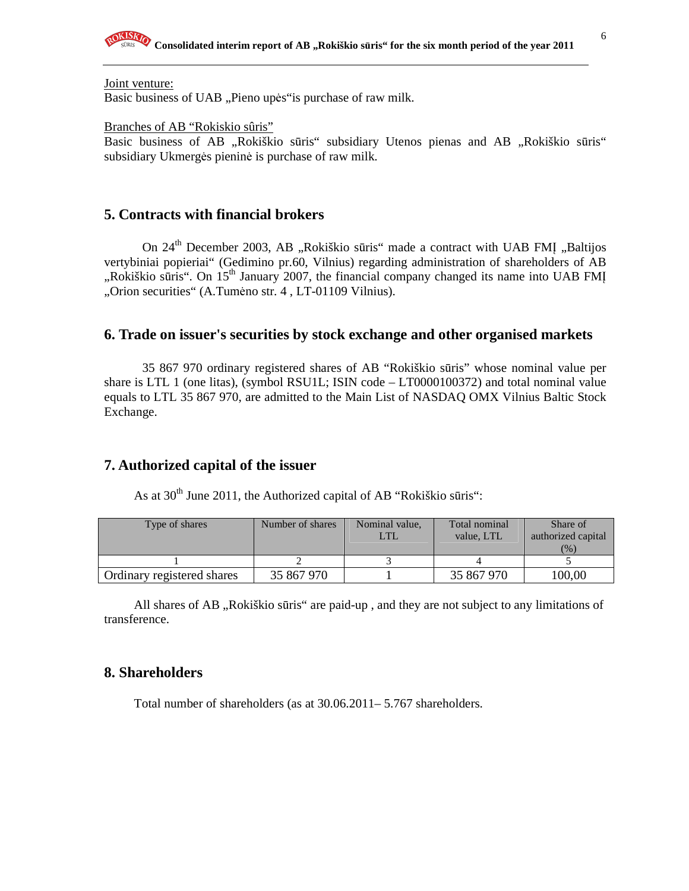Joint venture:
Basic business of UAB „Pieno upės"is purchase of raw milk.

Branches of AB "Rokiskio sûris"
Basic business of AB „Rokiškio sūris" subsidiary Utenos pienas and AB „Rokiškio sūris" subsidiary Ukmergės pieninė is purchase of raw milk.

## 5. Contracts with financial brokers

On 24th December 2003, AB „Rokiškio sūris" made a contract with UAB FMĮ „Baltijos vertybiniai popieriai" (Gedimino pr.60, Vilnius) regarding administration of shareholders of AB „Rokiškio sūris". On 15th January 2007, the financial company changed its name into UAB FMĮ „Orion securities" (A.Tumėno str. 4 , LT-01109 Vilnius).

## 6. Trade on issuer's securities by stock exchange and other organised markets

35 867 970 ordinary registered shares of AB "Rokiškio sūris" whose nominal value per share is LTL 1 (one litas), (symbol RSU1L; ISIN code – LT0000100372) and total nominal value equals to LTL 35 867 970, are admitted to the Main List of NASDAQ OMX Vilnius Baltic Stock Exchange.

## 7. Authorized capital of the issuer

As at 30th June 2011, the Authorized capital of AB "Rokiškio sūris":

| Type of shares | Number of shares | Nominal value, LTL | Total nominal value, LTL | Share of authorized capital (%) |
|---|---|---|---|---|
| 1 | 2 | 3 | 4 | 5 |
| Ordinary registered shares | 35 867 970 | 1 | 35 867 970 | 100,00 |

All shares of AB „Rokiškio sūris" are paid-up , and they are not subject to any limitations of transference.

## 8. Shareholders

Total number of shareholders (as at 30.06.2011– 5.767 shareholders.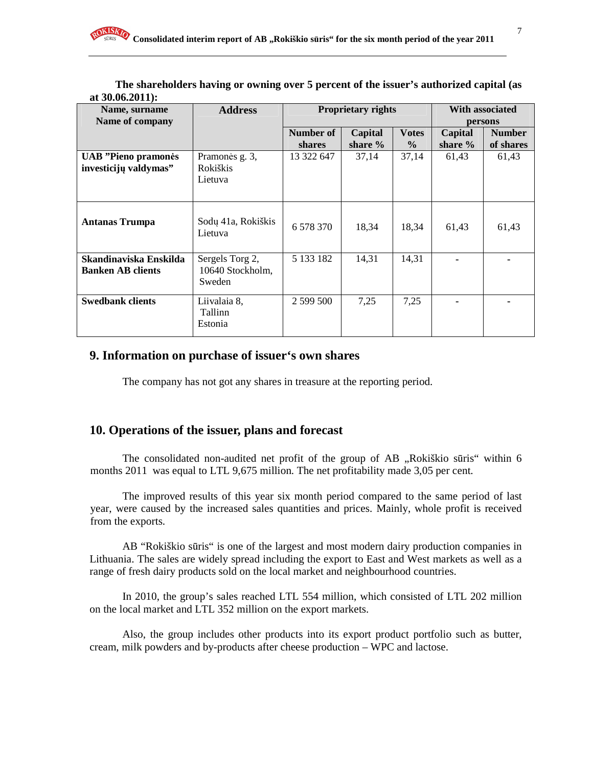**The shareholders having or owning over 5 percent of the issuer's authorized capital (as at 30.06.2011):**

| Name, surname Name of company | Address | Proprietary rights | | | With associated persons | |
|---|---|---|---|---|---|---|
| | | Number of shares | Capital share % | Votes % | Capital share % | Number of shares |
| **UAB "Pieno pramonės investicijų valdymas"** | Pramonės g. 3, Rokiškis Lietuva | 13 322 647 | 37,14 | 37,14 | 61,43 | 61,43 |
| **Antanas Trumpa** | Sodų 41a, Rokiškis Lietuva | 6 578 370 | 18,34 | 18,34 | 61,43 | 61,43 |
| **Skandinaviska Enskilda Banken AB clients** | Sergels Torg 2, 10640 Stockholm, Sweden | 5 133 182 | 14,31 | 14,31 | - | - |
| **Swedbank clients** | Liivalaia 8, Tallinn Estonia | 2 599 500 | 7,25 | 7,25 | - | - |

## 9. Information on purchase of issuer's own shares

The company has not got any shares in treasure at the reporting period.

## 10. Operations of the issuer, plans and forecast

The consolidated non-audited net profit of the group of AB „Rokiškio sūris" within 6 months 2011 was equal to LTL 9,675 million. The net profitability made 3,05 per cent.

The improved results of this year six month period compared to the same period of last year, were caused by the increased sales quantities and prices. Mainly, whole profit is received from the exports.

AB "Rokiškio sūris" is one of the largest and most modern dairy production companies in Lithuania. The sales are widely spread including the export to East and West markets as well as a range of fresh dairy products sold on the local market and neighbourhood countries.

In 2010, the group's sales reached LTL 554 million, which consisted of LTL 202 million on the local market and LTL 352 million on the export markets.

Also, the group includes other products into its export product portfolio such as butter, cream, milk powders and by-products after cheese production – WPC and lactose.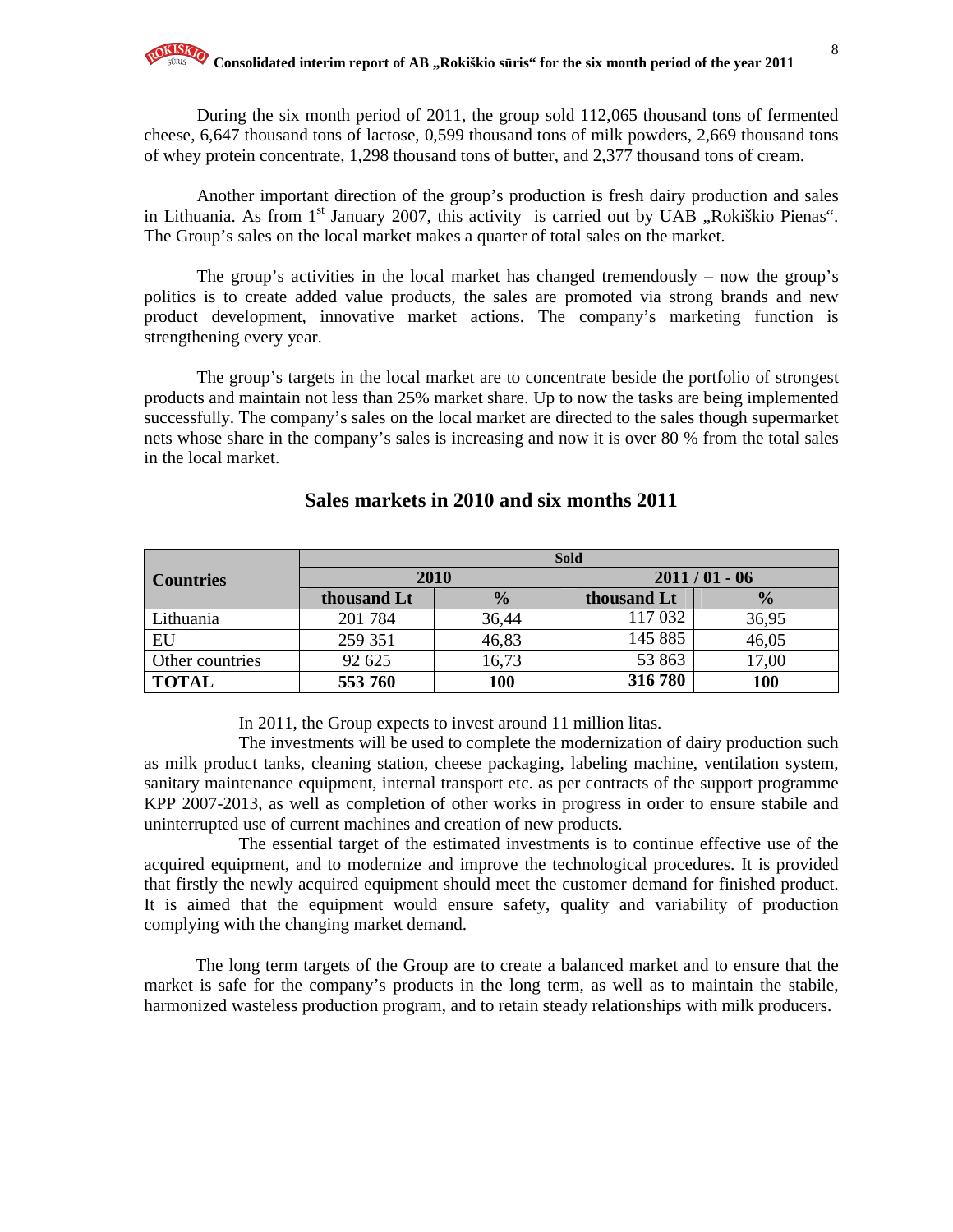During the six month period of 2011, the group sold 112,065 thousand tons of fermented cheese, 6,647 thousand tons of lactose, 0,599 thousand tons of milk powders, 2,669 thousand tons of whey protein concentrate, 1,298 thousand tons of butter, and 2,377 thousand tons of cream.

Another important direction of the group's production is fresh dairy production and sales in Lithuania. As from 1st January 2007, this activity is carried out by UAB „Rokiškio Pienas". The Group's sales on the local market makes a quarter of total sales on the market.

The group's activities in the local market has changed tremendously – now the group's politics is to create added value products, the sales are promoted via strong brands and new product development, innovative market actions. The company's marketing function is strengthening every year.

The group's targets in the local market are to concentrate beside the portfolio of strongest products and maintain not less than 25% market share. Up to now the tasks are being implemented successfully. The company's sales on the local market are directed to the sales though supermarket nets whose share in the company's sales is increasing and now it is over 80 % from the total sales in the local market.

## Sales markets in 2010 and six months 2011

| Countries | Sold | | | |
|---|---|---|---|---|
| | 2010 | | 2011 / 01 - 06 | |
| | thousand Lt | % | thousand Lt | % |
| Lithuania | 201 784 | 36,44 | 117 032 | 36,95 |
| EU | 259 351 | 46,83 | 145 885 | 46,05 |
| Other countries | 92 625 | 16,73 | 53 863 | 17,00 |
| **TOTAL** | **553 760** | **100** | **316 780** | **100** |

In 2011, the Group expects to invest around 11 million litas.

The investments will be used to complete the modernization of dairy production such as milk product tanks, cleaning station, cheese packaging, labeling machine, ventilation system, sanitary maintenance equipment, internal transport etc. as per contracts of the support programme KPP 2007-2013, as well as completion of other works in progress in order to ensure stabile and uninterrupted use of current machines and creation of new products.

The essential target of the estimated investments is to continue effective use of the acquired equipment, and to modernize and improve the technological procedures. It is provided that firstly the newly acquired equipment should meet the customer demand for finished product. It is aimed that the equipment would ensure safety, quality and variability of production complying with the changing market demand.

The long term targets of the Group are to create a balanced market and to ensure that the market is safe for the company's products in the long term, as well as to maintain the stabile, harmonized wasteless production program, and to retain steady relationships with milk producers.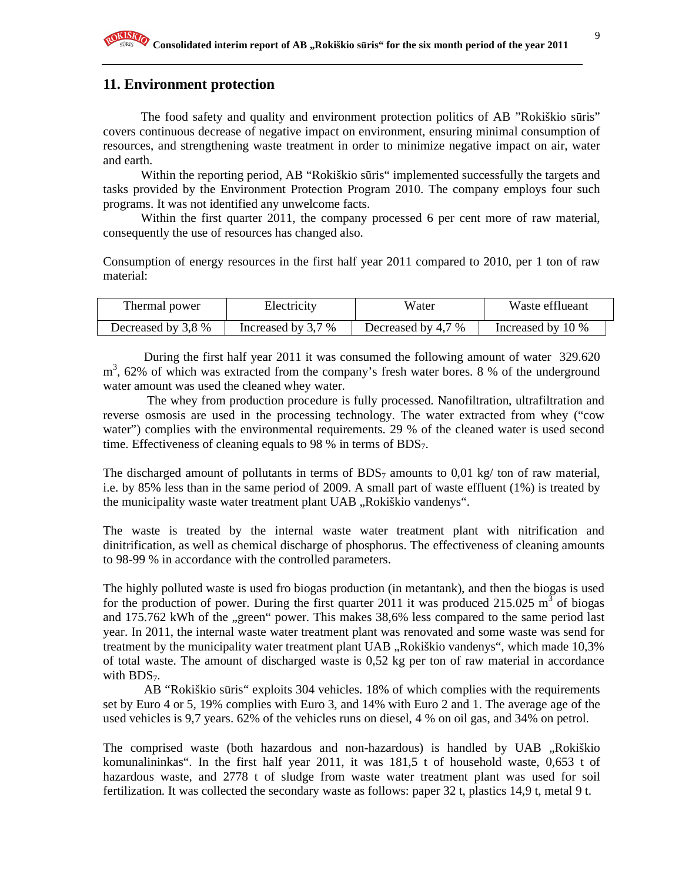## 11. Environment protection

The food safety and quality and environment protection politics of AB "Rokiškio sūris" covers continuous decrease of negative impact on environment, ensuring minimal consumption of resources, and strengthening waste treatment in order to minimize negative impact on air, water and earth.

Within the reporting period, AB "Rokiškio sūris" implemented successfully the targets and tasks provided by the Environment Protection Program 2010. The company employs four such programs. It was not identified any unwelcome facts.

Within the first quarter 2011, the company processed 6 per cent more of raw material, consequently the use of resources has changed also.

Consumption of energy resources in the first half year 2011 compared to 2010, per 1 ton of raw material:

| Thermal power | Electricity | Water | Waste efflueant |
|---|---|---|---|
| Decreased by 3,8 % | Increased by 3,7 % | Decreased by 4,7 % | Increased by 10 % |

During the first half year 2011 it was consumed the following amount of water 329.620 $m^3$, 62% of which was extracted from the company's fresh water bores. 8 % of the underground water amount was used the cleaned whey water.

The whey from production procedure is fully processed. Nanofiltration, ultrafiltration and reverse osmosis are used in the processing technology. The water extracted from whey ("cow water") complies with the environmental requirements. 29 % of the cleaned water is used second time. Effectiveness of cleaning equals to 98 % in terms of $BDS_7$.

The discharged amount of pollutants in terms of $BDS_7$ amounts to 0,01 kg/ ton of raw material, i.e. by 85% less than in the same period of 2009. A small part of waste effluent (1%) is treated by the municipality waste water treatment plant UAB „Rokiškio vandenys".

The waste is treated by the internal waste water treatment plant with nitrification and dinitrification, as well as chemical discharge of phosphorus. The effectiveness of cleaning amounts to 98-99 % in accordance with the controlled parameters.

The highly polluted waste is used fro biogas production (in metantank), and then the biogas is used for the production of power. During the first quarter 2011 it was produced 215.025 $m^3$ of biogas and 175.762 kWh of the „green" power. This makes 38,6% less compared to the same period last year. In 2011, the internal waste water treatment plant was renovated and some waste was send for treatment by the municipality water treatment plant UAB „Rokiškio vandenys", which made 10,3% of total waste. The amount of discharged waste is 0,52 kg per ton of raw material in accordance with $BDS_7$.

AB "Rokiškio sūris" exploits 304 vehicles. 18% of which complies with the requirements set by Euro 4 or 5, 19% complies with Euro 3, and 14% with Euro 2 and 1. The average age of the used vehicles is 9,7 years. 62% of the vehicles runs on diesel, 4 % on oil gas, and 34% on petrol.

The comprised waste (both hazardous and non-hazardous) is handled by UAB „Rokiškio komunalininkas". In the first half year 2011, it was 181,5 t of household waste, 0,653 t of hazardous waste, and 2778 t of sludge from waste water treatment plant was used for soil fertilization. It was collected the secondary waste as follows: paper 32 t, plastics 14,9 t, metal 9 t.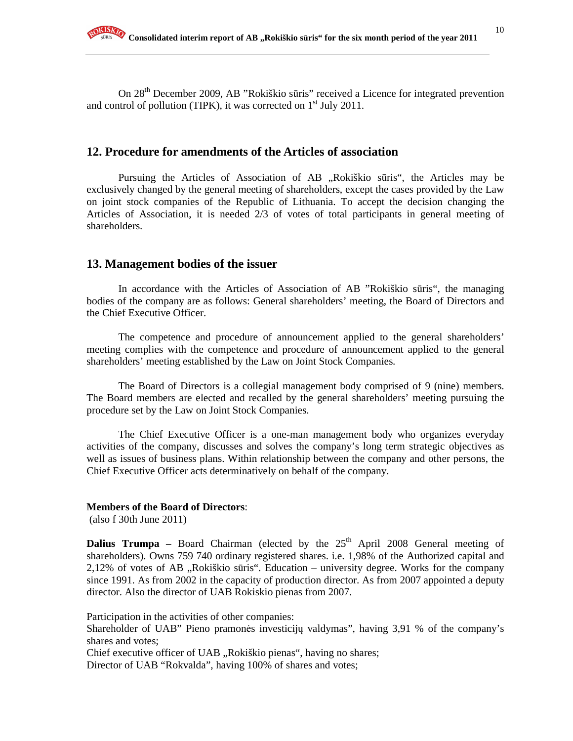On 28th December 2009, AB "Rokiškio sūris" received a Licence for integrated prevention and control of pollution (TIPK), it was corrected on 1st July 2011.

## 12. Procedure for amendments of the Articles of association

Pursuing the Articles of Association of AB „Rokiškio sūris", the Articles may be exclusively changed by the general meeting of shareholders, except the cases provided by the Law on joint stock companies of the Republic of Lithuania. To accept the decision changing the Articles of Association, it is needed 2/3 of votes of total participants in general meeting of shareholders.

## 13. Management bodies of the issuer

In accordance with the Articles of Association of AB "Rokiškio sūris", the managing bodies of the company are as follows: General shareholders' meeting, the Board of Directors and the Chief Executive Officer.

The competence and procedure of announcement applied to the general shareholders' meeting complies with the competence and procedure of announcement applied to the general shareholders' meeting established by the Law on Joint Stock Companies.

The Board of Directors is a collegial management body comprised of 9 (nine) members. The Board members are elected and recalled by the general shareholders' meeting pursuing the procedure set by the Law on Joint Stock Companies.

The Chief Executive Officer is a one-man management body who organizes everyday activities of the company, discusses and solves the company's long term strategic objectives as well as issues of business plans. Within relationship between the company and other persons, the Chief Executive Officer acts determinatively on behalf of the company.

**Members of the Board of Directors**:
(also f 30th June 2011)

**Dalius Trumpa –** Board Chairman (elected by the 25th April 2008 General meeting of shareholders). Owns 759 740 ordinary registered shares. i.e. 1,98% of the Authorized capital and 2,12% of votes of AB „Rokiškio sūris". Education – university degree. Works for the company since 1991. As from 2002 in the capacity of production director. As from 2007 appointed a deputy director. Also the director of UAB Rokiskio pienas from 2007.

Participation in the activities of other companies:
Shareholder of UAB" Pieno pramonės investicijų valdymas", having 3,91 % of the company's shares and votes;
Chief executive officer of UAB „Rokiškio pienas", having no shares;
Director of UAB "Rokvalda", having 100% of shares and votes;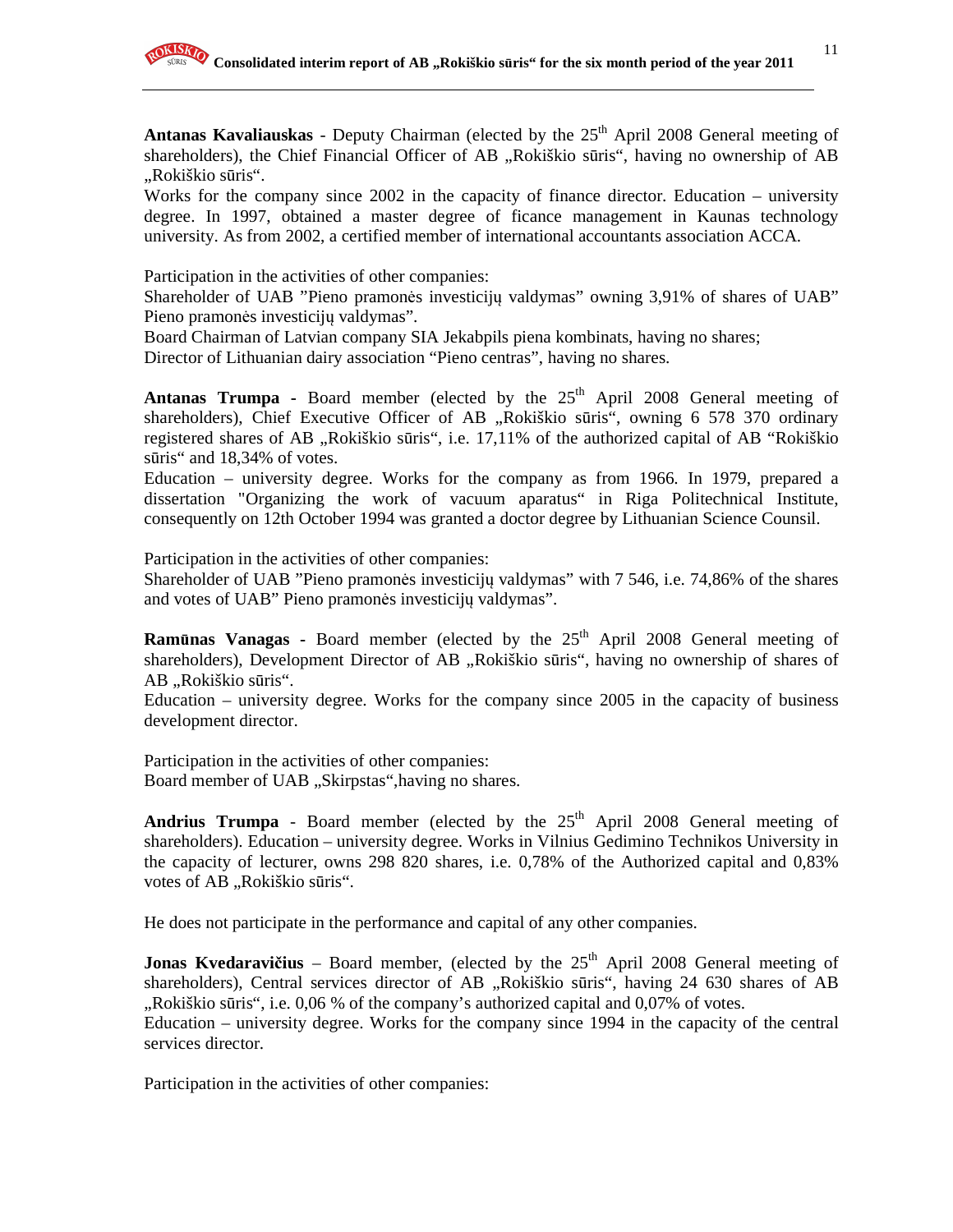**Antanas Kavaliauskas** - Deputy Chairman (elected by the 25th April 2008 General meeting of shareholders), the Chief Financial Officer of AB „Rokiškio sūris", having no ownership of AB „Rokiškio sūris".

Works for the company since 2002 in the capacity of finance director. Education – university degree. In 1997, obtained a master degree of ficance management in Kaunas technology university. As from 2002, a certified member of international accountants association ACCA.

Participation in the activities of other companies:

Shareholder of UAB "Pieno pramonės investicijų valdymas" owning 3,91% of shares of UAB" Pieno pramonės investicijų valdymas".

Board Chairman of Latvian company SIA Jekabpils piena kombinats, having no shares;

Director of Lithuanian dairy association "Pieno centras", having no shares.

**Antanas Trumpa** - Board member (elected by the 25th April 2008 General meeting of shareholders), Chief Executive Officer of AB „Rokiškio sūris", owning 6 578 370 ordinary registered shares of AB „Rokiškio sūris", i.e. 17,11% of the authorized capital of AB "Rokiškio sūris" and 18,34% of votes.

Education – university degree. Works for the company as from 1966. In 1979, prepared a dissertation "Organizing the work of vacuum aparatus" in Riga Politechnical Institute, consequently on 12th October 1994 was granted a doctor degree by Lithuanian Science Counsil.

Participation in the activities of other companies:

Shareholder of UAB "Pieno pramonės investicijų valdymas" with 7 546, i.e. 74,86% of the shares and votes of UAB" Pieno pramonės investicijų valdymas".

**Ramūnas Vanagas** - Board member (elected by the 25th April 2008 General meeting of shareholders), Development Director of AB „Rokiškio sūris", having no ownership of shares of AB „Rokiškio sūris".

Education – university degree. Works for the company since 2005 in the capacity of business development director.

Participation in the activities of other companies:

Board member of UAB „Skirpstas",having no shares.

**Andrius Trumpa** - Board member (elected by the 25th April 2008 General meeting of shareholders). Education – university degree. Works in Vilnius Gedimino Technikos University in the capacity of lecturer, owns 298 820 shares, i.e. 0,78% of the Authorized capital and 0,83% votes of AB „Rokiškio sūris".

He does not participate in the performance and capital of any other companies.

**Jonas Kvedaravičius** – Board member, (elected by the 25th April 2008 General meeting of shareholders), Central services director of AB „Rokiškio sūris", having 24 630 shares of AB „Rokiškio sūris", i.e. 0,06 % of the company's authorized capital and 0,07% of votes.

Education – university degree. Works for the company since 1994 in the capacity of the central services director.

Participation in the activities of other companies: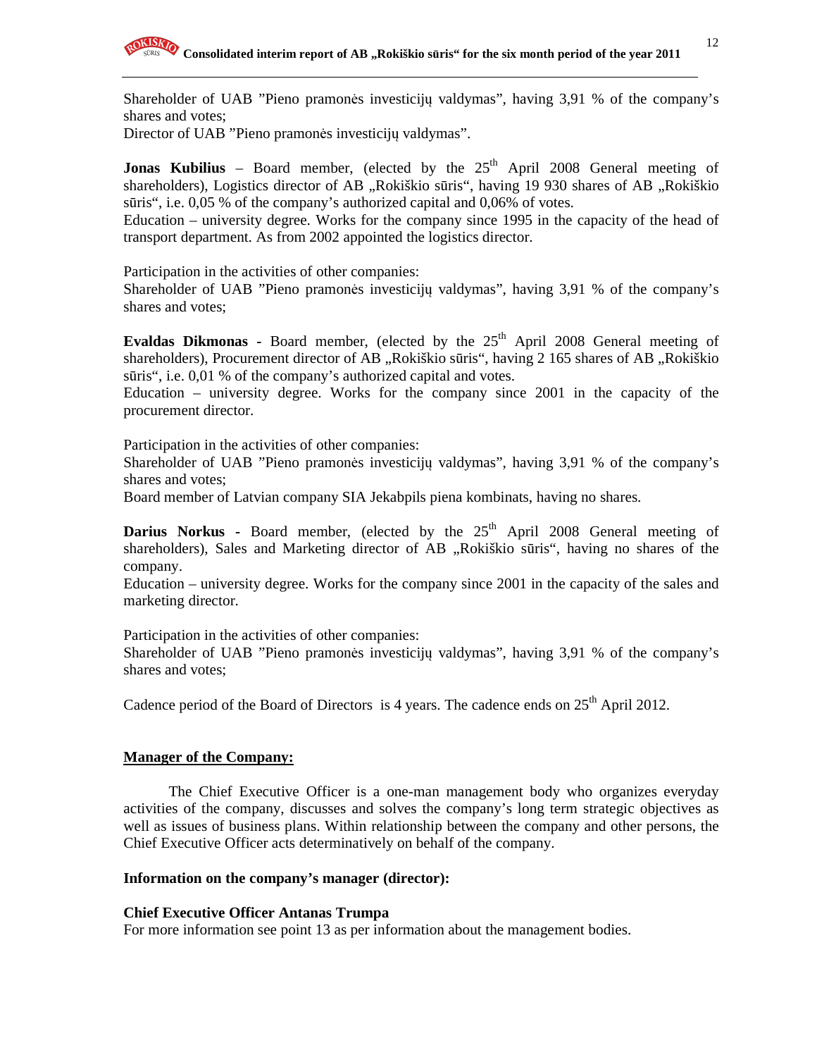Shareholder of UAB ”Pieno pramonės investicijų valdymas”, having 3,91 % of the company's shares and votes;
Director of UAB ”Pieno pramonės investicijų valdymas”.

**Jonas Kubilius** – Board member, (elected by the 25th April 2008 General meeting of shareholders), Logistics director of AB „Rokiškio sūris“, having 19 930 shares of AB „Rokiškio sūris“, i.e. 0,05 % of the company's authorized capital and 0,06% of votes.
Education – university degree. Works for the company since 1995 in the capacity of the head of transport department. As from 2002 appointed the logistics director.

Participation in the activities of other companies:
Shareholder of UAB ”Pieno pramonės investicijų valdymas”, having 3,91 % of the company's shares and votes;

**Evaldas Dikmonas** - Board member, (elected by the 25th April 2008 General meeting of shareholders), Procurement director of AB „Rokiškio sūris“, having 2 165 shares of AB „Rokiškio sūris“, i.e. 0,01 % of the company's authorized capital and votes.
Education – university degree. Works for the company since 2001 in the capacity of the procurement director.

Participation in the activities of other companies:
Shareholder of UAB ”Pieno pramonės investicijų valdymas”, having 3,91 % of the company's shares and votes;
Board member of Latvian company SIA Jekabpils piena kombinats, having no shares.

**Darius Norkus** - Board member, (elected by the 25th April 2008 General meeting of shareholders), Sales and Marketing director of AB „Rokiškio sūris“, having no shares of the company.
Education – university degree. Works for the company since 2001 in the capacity of the sales and marketing director.

Participation in the activities of other companies:
Shareholder of UAB ”Pieno pramonės investicijų valdymas”, having 3,91 % of the company's shares and votes;

Cadence period of the Board of Directors is 4 years. The cadence ends on 25th April 2012.

## Manager of the Company:

The Chief Executive Officer is a one-man management body who organizes everyday activities of the company, discusses and solves the company's long term strategic objectives as well as issues of business plans. Within relationship between the company and other persons, the Chief Executive Officer acts determinatively on behalf of the company.

**Information on the company's manager (director):**

**Chief Executive Officer Antanas Trumpa**
For more information see point 13 as per information about the management bodies.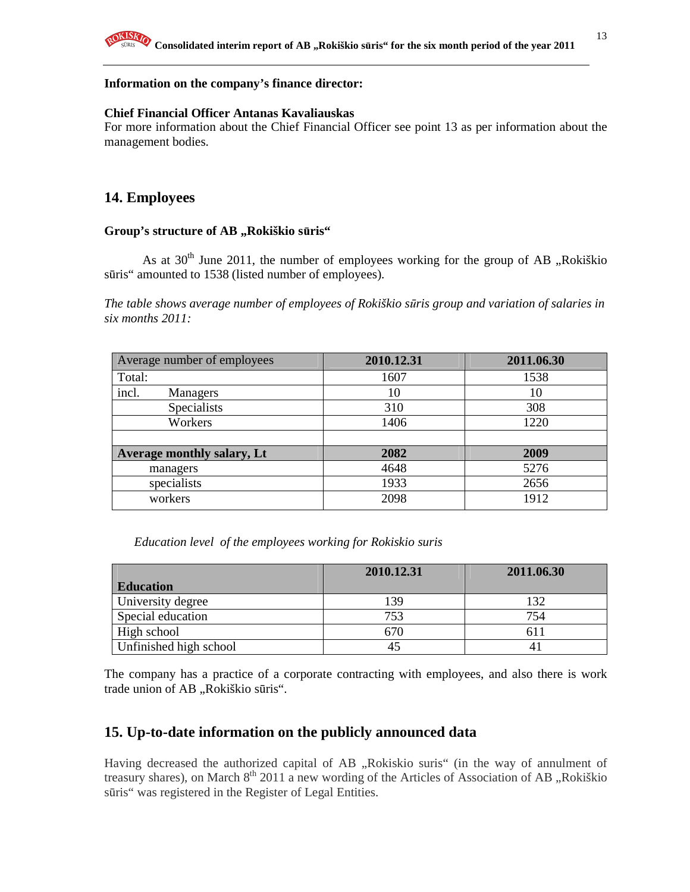**Information on the company's finance director:**

**Chief Financial Officer Antanas Kavaliauskas**

For more information about the Chief Financial Officer see point 13 as per information about the management bodies.

## 14. Employees

### Group's structure of AB „Rokiškio sūris"

As at 30th June 2011, the number of employees working for the group of AB „Rokiškio sūris" amounted to 1538 (listed number of employees).

*The table shows average number of employees of Rokiškio sūris group and variation of salaries in six months 2011:*

| Average number of employees | 2010.12.31 | 2011.06.30 |
|---|---|---|
| Total: | 1607 | 1538 |
| incl. Managers | 10 | 10 |
| Specialists | 310 | 308 |
| Workers | 1406 | 1220 |
| | | |
| **Average monthly salary, Lt** | **2082** | **2009** |
| managers | 4648 | 5276 |
| specialists | 1933 | 2656 |
| workers | 2098 | 1912 |

*Education level of the employees working for Rokiskio suris*

| Education | 2010.12.31 | 2011.06.30 |
|---|---|---|
| University degree | 139 | 132 |
| Special education | 753 | 754 |
| High school | 670 | 611 |
| Unfinished high school | 45 | 41 |

The company has a practice of a corporate contracting with employees, and also there is work trade union of AB „Rokiškio sūris".

## 15. Up-to-date information on the publicly announced data

Having decreased the authorized capital of AB „Rokiskio suris" (in the way of annulment of treasury shares), on March 8th 2011 a new wording of the Articles of Association of AB „Rokiškio sūris" was registered in the Register of Legal Entities.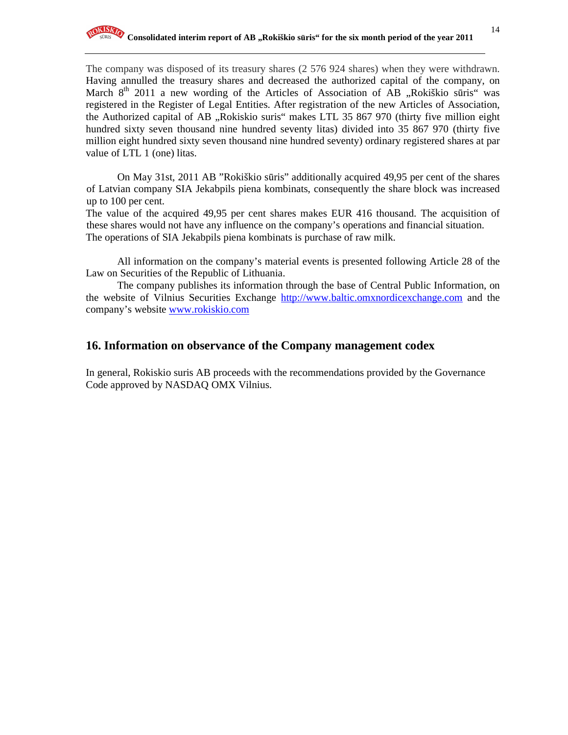The company was disposed of its treasury shares (2 576 924 shares) when they were withdrawn. Having annulled the treasury shares and decreased the authorized capital of the company, on March 8th 2011 a new wording of the Articles of Association of AB „Rokiškio sūris" was registered in the Register of Legal Entities. After registration of the new Articles of Association, the Authorized capital of AB „Rokiskio suris" makes LTL 35 867 970 (thirty five million eight hundred sixty seven thousand nine hundred seventy litas) divided into 35 867 970 (thirty five million eight hundred sixty seven thousand nine hundred seventy) ordinary registered shares at par value of LTL 1 (one) litas.

On May 31st, 2011 AB "Rokiškio sūris" additionally acquired 49,95 per cent of the shares of Latvian company SIA Jekabpils piena kombinats, consequently the share block was increased up to 100 per cent.
The value of the acquired 49,95 per cent shares makes EUR 416 thousand. The acquisition of these shares would not have any influence on the company's operations and financial situation.
The operations of SIA Jekabpils piena kombinats is purchase of raw milk.

All information on the company's material events is presented following Article 28 of the Law on Securities of the Republic of Lithuania.
The company publishes its information through the base of Central Public Information, on the website of Vilnius Securities Exchange http://www.baltic.omxnordicexchange.com and the company's website www.rokiskio.com

## 16. Information on observance of the Company management codex

In general, Rokiskio suris AB proceeds with the recommendations provided by the Governance Code approved by NASDAQ OMX Vilnius.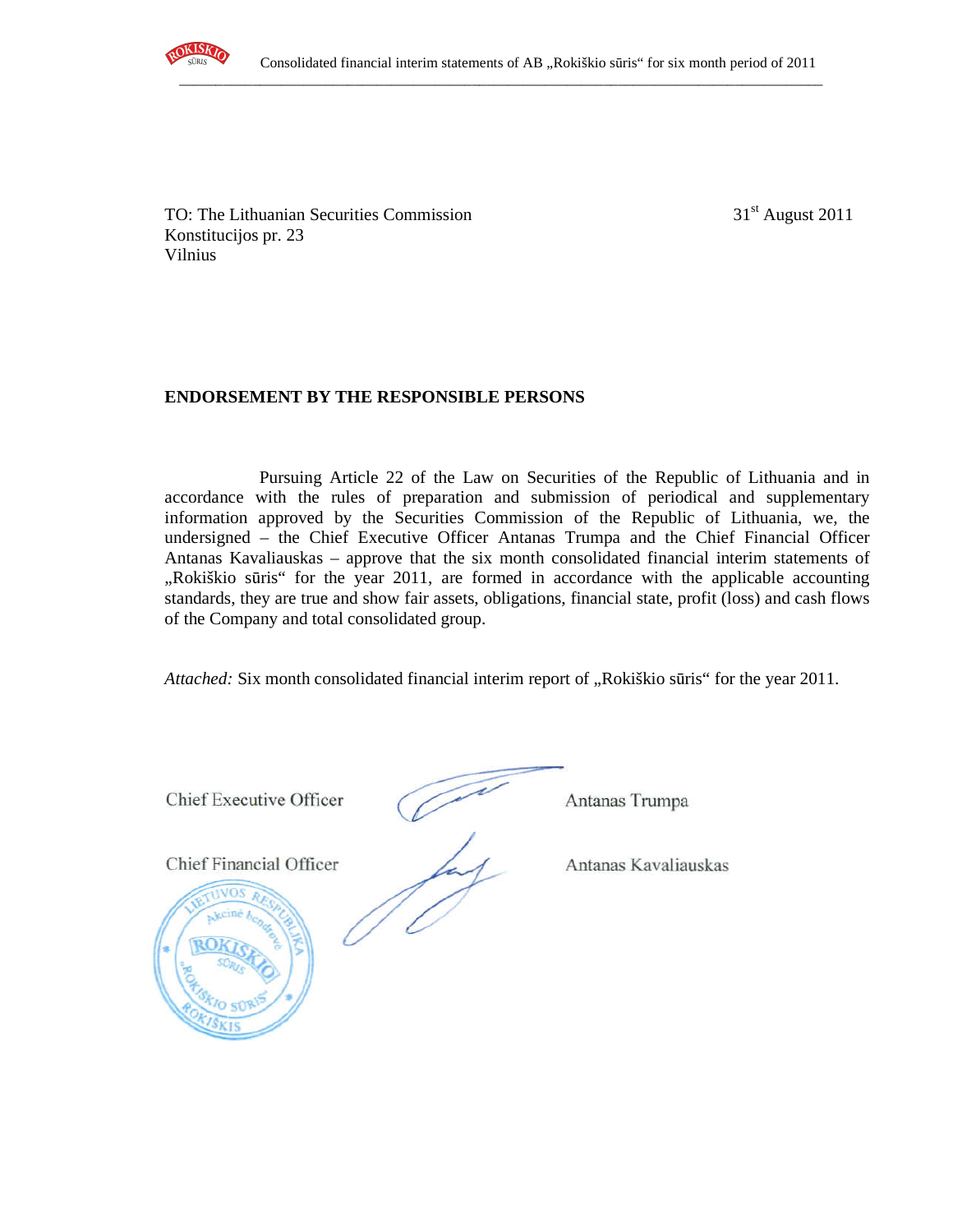TO: The Lithuanian Securities Commission
Konstitucijos pr. 23
Vilnius

31st August 2011

**ENDORSEMENT BY THE RESPONSIBLE PERSONS**

Pursuing Article 22 of the Law on Securities of the Republic of Lithuania and in accordance with the rules of preparation and submission of periodical and supplementary information approved by the Securities Commission of the Republic of Lithuania, we, the undersigned – the Chief Executive Officer Antanas Trumpa and the Chief Financial Officer Antanas Kavaliauskas – approve that the six month consolidated financial interim statements of „Rokiškio sūris" for the year 2011, are formed in accordance with the applicable accounting standards, they are true and show fair assets, obligations, financial state, profit (loss) and cash flows of the Company and total consolidated group.

*Attached:* Six month consolidated financial interim report of „Rokiškio sūris" for the year 2011.

Chief Executive Officer Antanas Trumpa

Chief Financial Officer Antanas Kavaliauskas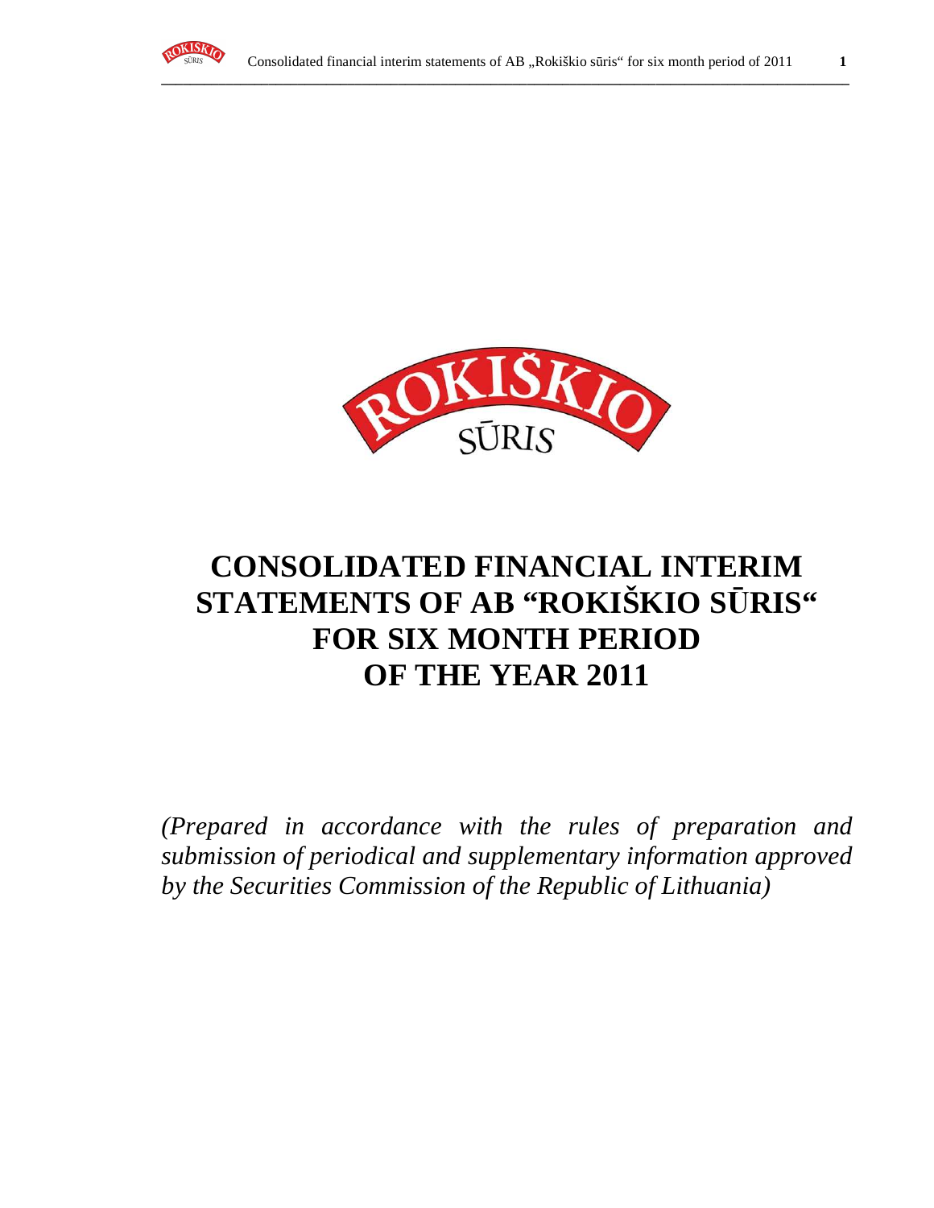# CONSOLIDATED FINANCIAL INTERIM STATEMENTS OF AB "ROKIŠKIO SŪRIS" FOR SIX MONTH PERIOD OF THE YEAR 2011

*(Prepared in accordance with the rules of preparation and submission of periodical and supplementary information approved by the Securities Commission of the Republic of Lithuania)*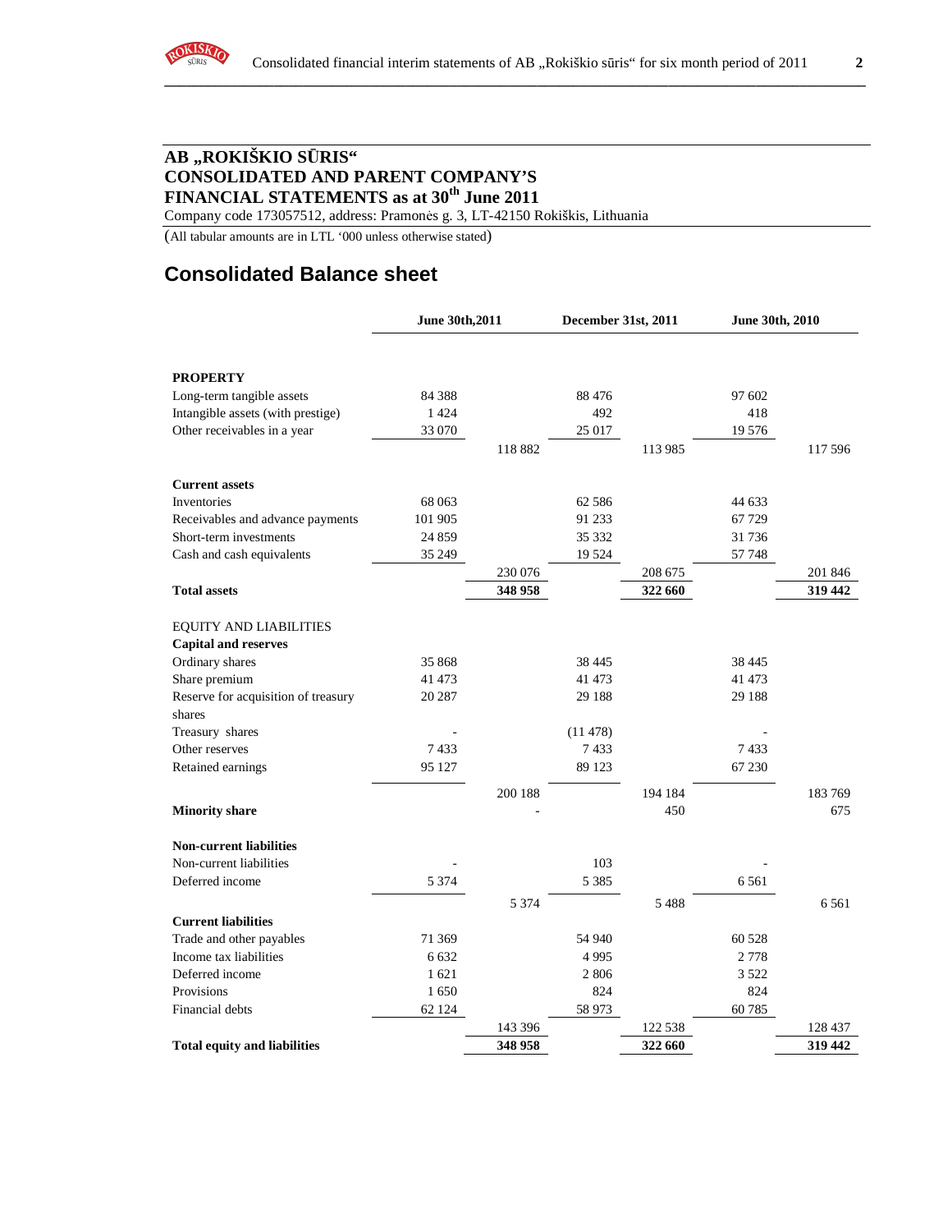# AB „ROKIŠKIO SŪRIS“ CONSOLIDATED AND PARENT COMPANY'S FINANCIAL STATEMENTS as at 30th June 2011

Company code 173057512, address: Pramonės g. 3, LT-42150 Rokiškis, Lithuania

(All tabular amounts are in LTL '000 unless otherwise stated)

## Consolidated Balance sheet

| | June 30th,2011 | | December 31st, 2011 | | June 30th, 2010 | |
|---|---|---|---|---|---|---|
| **PROPERTY** | | | | | | |
| Long-term tangible assets | 84 388 | | 88 476 | | 97 602 | |
| Intangible assets (with prestige) | 1 424 | | 492 | | 418 | |
| Other receivables in a year | 33 070 | | 25 017 | | 19 576 | |
| | | 118 882 | | 113 985 | | 117 596 |
| **Current assets** | | | | | | |
| Inventories | 68 063 | | 62 586 | | 44 633 | |
| Receivables and advance payments | 101 905 | | 91 233 | | 67 729 | |
| Short-term investments | 24 859 | | 35 332 | | 31 736 | |
| Cash and cash equivalents | 35 249 | | 19 524 | | 57 748 | |
| | | 230 076 | | 208 675 | | 201 846 |
| **Total assets** | | **348 958** | | **322 660** | | **319 442** |
| EQUITY AND LIABILITIES | | | | | | |
| **Capital and reserves** | | | | | | |
| Ordinary shares | 35 868 | | 38 445 | | 38 445 | |
| Share premium | 41 473 | | 41 473 | | 41 473 | |
| Reserve for acquisition of treasury shares | 20 287 | | 29 188 | | 29 188 | |
| Treasury shares | - | | (11 478) | | - | |
| Other reserves | 7 433 | | 7 433 | | 7 433 | |
| Retained earnings | 95 127 | | 89 123 | | 67 230 | |
| | | 200 188 | | 194 184 | | 183 769 |
| **Minority share** | | - | | 450 | | 675 |
| **Non-current liabilities** | | | | | | |
| Non-current liabilities | - | | 103 | | - | |
| Deferred income | 5 374 | | 5 385 | | 6 561 | |
| | | 5 374 | | 5 488 | | 6 561 |
| **Current liabilities** | | | | | | |
| Trade and other payables | 71 369 | | 54 940 | | 60 528 | |
| Income tax liabilities | 6 632 | | 4 995 | | 2 778 | |
| Deferred income | 1 621 | | 2 806 | | 3 522 | |
| Provisions | 1 650 | | 824 | | 824 | |
| Financial debts | 62 124 | | 58 973 | | 60 785 | |
| | | 143 396 | | 122 538 | | 128 437 |
| **Total equity and liabilities** | | **348 958** | | **322 660** | | **319 442** |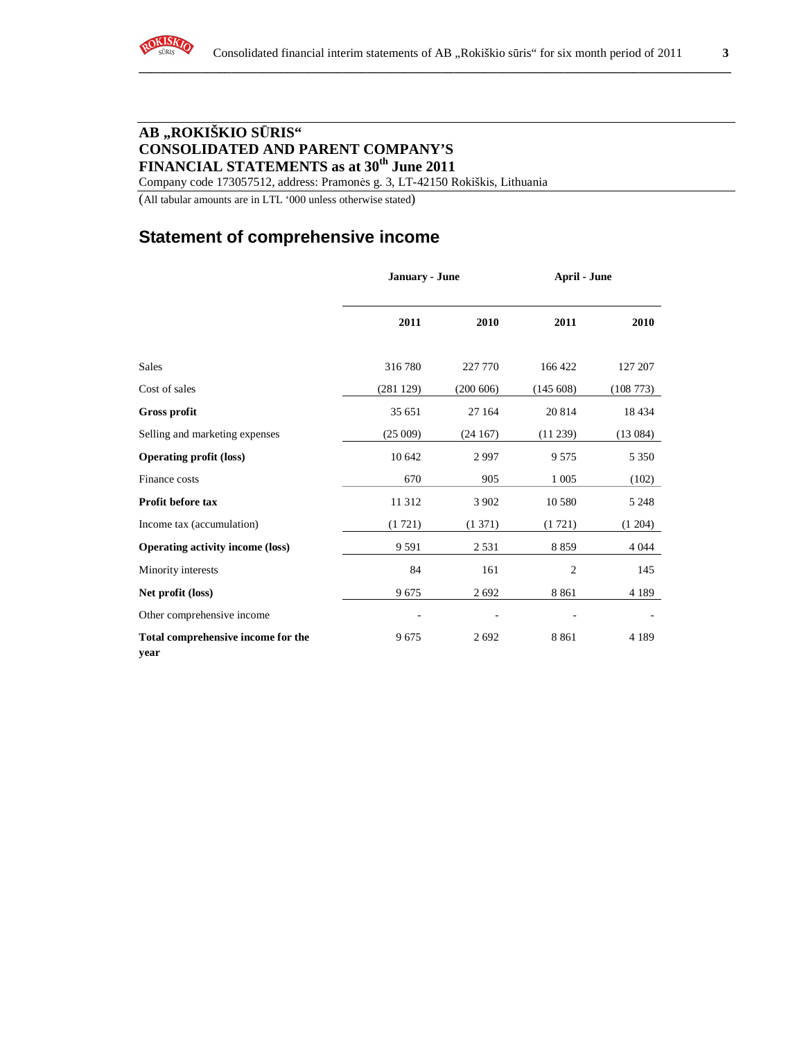# AB „ROKIŠKIO SŪRIS“
# CONSOLIDATED AND PARENT COMPANY'S FINANCIAL STATEMENTS as at 30th June 2011

Company code 173057512, address: Pramonės g. 3, LT-42150 Rokiškis, Lithuania

(All tabular amounts are in LTL '000 unless otherwise stated)

## Statement of comprehensive income

| | January - June | | April - June | |
|---|---|---|---|---|
| | 2011 | 2010 | 2011 | 2010 |
| Sales | 316 780 | 227 770 | 166 422 | 127 207 |
| Cost of sales | (281 129) | (200 606) | (145 608) | (108 773) |
| **Gross profit** | 35 651 | 27 164 | 20 814 | 18 434 |
| Selling and marketing expenses | (25 009) | (24 167) | (11 239) | (13 084) |
| **Operating profit (loss)** | 10 642 | 2 997 | 9 575 | 5 350 |
| Finance costs | 670 | 905 | 1 005 | (102) |
| **Profit before tax** | 11 312 | 3 902 | 10 580 | 5 248 |
| Income tax (accumulation) | (1 721) | (1 371) | (1 721) | (1 204) |
| **Operating activity income (loss)** | 9 591 | 2 531 | 8 859 | 4 044 |
| Minority interests | 84 | 161 | 2 | 145 |
| **Net profit (loss)** | 9 675 | 2 692 | 8 861 | 4 189 |
| Other comprehensive income | - | - | - | - |
| **Total comprehensive income for the year** | 9 675 | 2 692 | 8 861 | 4 189 |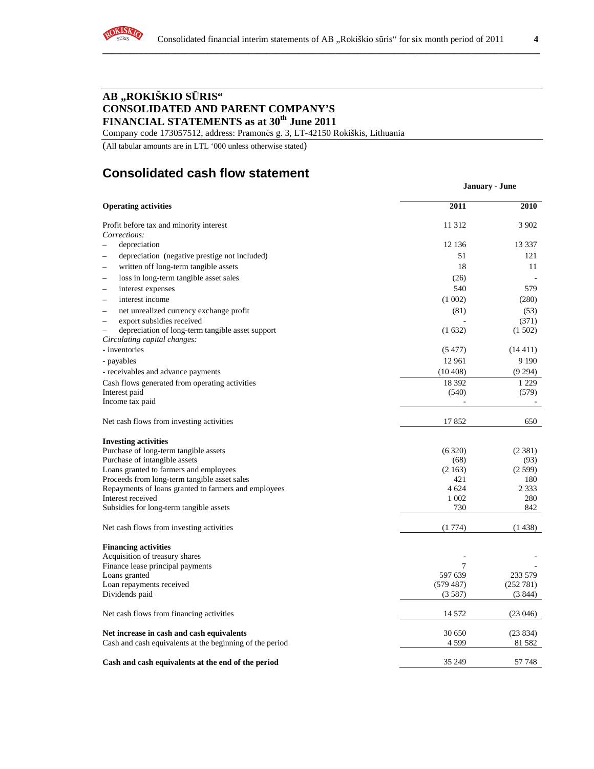# AB „ROKIŠKIO SŪRIS“ CONSOLIDATED AND PARENT COMPANY'S FINANCIAL STATEMENTS as at 30th June 2011

Company code 173057512, address: Pramonės g. 3, LT-42150 Rokiškis, Lithuania

(All tabular amounts are in LTL '000 unless otherwise stated)

## Consolidated cash flow statement

| | January - June | |
|---|---|---|
| **Operating activities** | **2011** | **2010** |
| Profit before tax and minority interest | 11 312 | 3 902 |
| *Corrections:* | | |
| – depreciation | 12 136 | 13 337 |
| – depreciation (negative prestige not included) | 51 | 121 |
| – written off long-term tangible assets | 18 | 11 |
| – loss in long-term tangible asset sales | (26) | - |
| – interest expenses | 540 | 579 |
| – interest income | (1 002) | (280) |
| – net unrealized currency exchange profit | (81) | (53) |
| – export subsidies received | - | (371) |
| – depreciation of long-term tangible asset support | (1 632) | (1 502) |
| *Circulating capital changes:* | | |
| - inventories | (5 477) | (14 411) |
| - payables | 12 961 | 9 190 |
| - receivables and advance payments | (10 408) | (9 294) |
| Cash flows generated from operating activities | 18 392 | 1 229 |
| Interest paid | (540) | (579) |
| Income tax paid | - | - |
| Net cash flows from investing activities | 17 852 | 650 |
| **Investing activities** | | |
| Purchase of long-term tangible assets | (6 320) | (2 381) |
| Purchase of intangible assets | (68) | (93) |
| Loans granted to farmers and employees | (2 163) | (2 599) |
| Proceeds from long-term tangible asset sales | 421 | 180 |
| Repayments of loans granted to farmers and employees | 4 624 | 2 333 |
| Interest received | 1 002 | 280 |
| Subsidies for long-term tangible assets | 730 | 842 |
| Net cash flows from investing activities | (1 774) | (1 438) |
| **Financing activities** | | |
| Acquisition of treasury shares | - | - |
| Finance lease principal payments | 7 | - |
| Loans granted | 597 639 | 233 579 |
| Loan repayments received | (579 487) | (252 781) |
| Dividends paid | (3 587) | (3 844) |
| Net cash flows from financing activities | 14 572 | (23 046) |
| **Net increase in cash and cash equivalents** | 30 650 | (23 834) |
| Cash and cash equivalents at the beginning of the period | 4 599 | 81 582 |
| **Cash and cash equivalents at the end of the period** | 35 249 | 57 748 |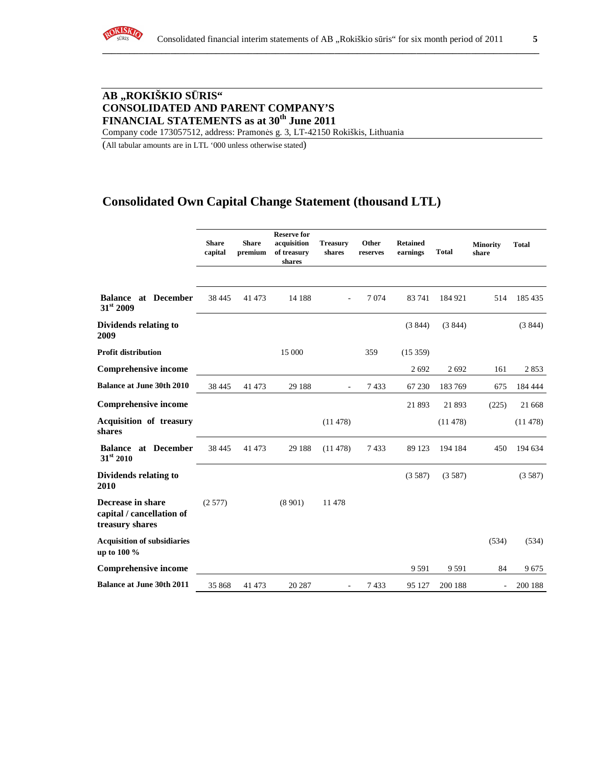**AB „ROKIŠKIO SŪRIS"**
**CONSOLIDATED AND PARENT COMPANY'S**
**FINANCIAL STATEMENTS as at 30th June 2011**

Company code 173057512, address: Pramonės g. 3, LT-42150 Rokiškis, Lithuania

(All tabular amounts are in LTL '000 unless otherwise stated)

## Consolidated Own Capital Change Statement (thousand LTL)

| | Share capital | Share premium | Reserve for acquisition of treasury shares | Treasury shares | Other reserves | Retained earnings | Total | Minority share | Total |
|---|---|---|---|---|---|---|---|---|---|
| **Balance at December 31st 2009** | 38 445 | 41 473 | 14 188 | - | 7 074 | 83 741 | 184 921 | 514 | 185 435 |
| **Dividends relating to 2009** | | | | | | (3 844) | (3 844) | | (3 844) |
| **Profit distribution** | | | 15 000 | | 359 | (15 359) | | | |
| **Comprehensive income** | | | | | | 2 692 | 2 692 | 161 | 2 853 |
| **Balance at June 30th 2010** | 38 445 | 41 473 | 29 188 | - | 7 433 | 67 230 | 183 769 | 675 | 184 444 |
| **Comprehensive income** | | | | | | 21 893 | 21 893 | (225) | 21 668 |
| **Acquisition of treasury shares** | | | | (11 478) | | | (11 478) | | (11 478) |
| **Balance at December 31st 2010** | 38 445 | 41 473 | 29 188 | (11 478) | 7 433 | 89 123 | 194 184 | 450 | 194 634 |
| **Dividends relating to 2010** | | | | | | (3 587) | (3 587) | | (3 587) |
| **Decrease in share capital / cancellation of treasury shares** | (2 577) | | (8 901) | 11 478 | | | | | |
| **Acquisition of subsidiaries up to 100 %** | | | | | | | | (534) | (534) |
| **Comprehensive income** | | | | | | 9 591 | 9 591 | 84 | 9 675 |
| **Balance at June 30th 2011** | 35 868 | 41 473 | 20 287 | - | 7 433 | 95 127 | 200 188 | - | 200 188 |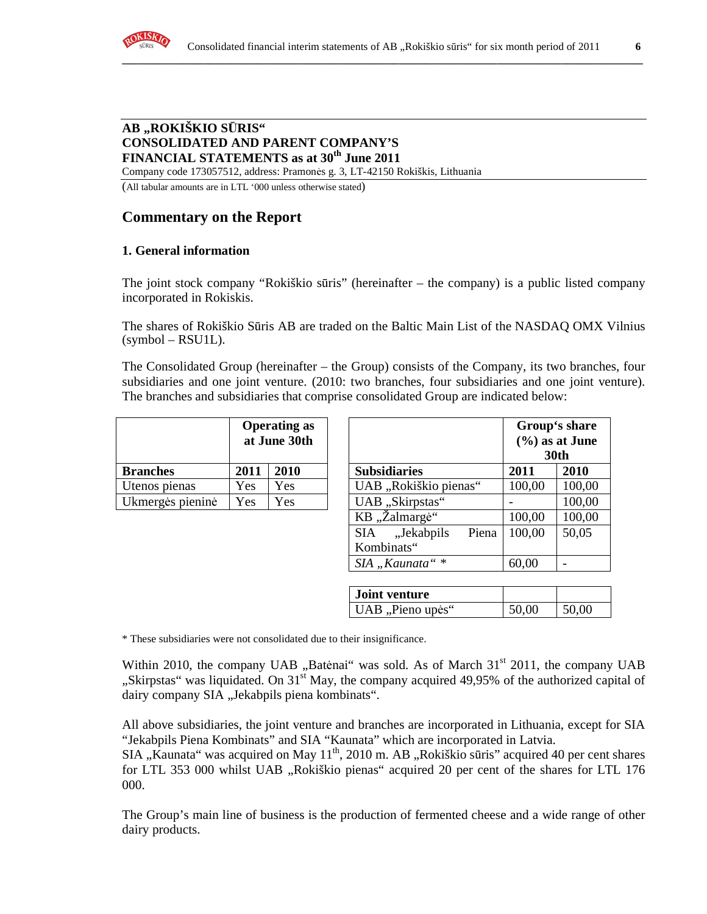**AB „ROKIŠKIO SŪRIS“**
**CONSOLIDATED AND PARENT COMPANY'S**
**FINANCIAL STATEMENTS as at 30th June 2011**
Company code 173057512, address: Pramonės g. 3, LT-42150 Rokiškis, Lithuania
(All tabular amounts are in LTL '000 unless otherwise stated)

## Commentary on the Report

### 1. General information

The joint stock company "Rokiškio sūris" (hereinafter – the company) is a public listed company incorporated in Rokiskis.

The shares of Rokiškio Sūris AB are traded on the Baltic Main List of the NASDAQ OMX Vilnius (symbol – RSU1L).

The Consolidated Group (hereinafter – the Group) consists of the Company, its two branches, four subsidiaries and one joint venture. (2010: two branches, four subsidiaries and one joint venture). The branches and subsidiaries that comprise consolidated Group are indicated below:

| | Operating as at June 30th | |
|---|---|---|
| **Branches** | **2011** | **2010** |
| Utenos pienas | Yes | Yes |
| Ukmergės pieninė | Yes | Yes |

| | Group's share (%) as at June 30th | |
|---|---|---|
| **Subsidiaries** | **2011** | **2010** |
| UAB „Rokiškio pienas“ | 100,00 | 100,00 |
| UAB „Skirpstas“ | - | 100,00 |
| KB „Žalmargė“ | 100,00 | 100,00 |
| SIA „Jekabpils Piena Kombinats“ | 100,00 | 50,05 |
| *SIA „Kaunata“ ** | 60,00 | - |
| **Joint venture** | | |
| UAB „Pieno upės“ | 50,00 | 50,00 |

* These subsidiaries were not consolidated due to their insignificance.

Within 2010, the company UAB „Batėnai“ was sold. As of March 31st 2011, the company UAB „Skirpstas“ was liquidated. On 31st May, the company acquired 49,95% of the authorized capital of dairy company SIA „Jekabpils piena kombinats“.

All above subsidiaries, the joint venture and branches are incorporated in Lithuania, except for SIA "Jekabpils Piena Kombinats" and SIA "Kaunata" which are incorporated in Latvia.
SIA „Kaunata“ was acquired on May 11th, 2010 m. AB „Rokiškio sūris" acquired 40 per cent shares for LTL 353 000 whilst UAB „Rokiškio pienas“ acquired 20 per cent of the shares for LTL 176 000.

The Group's main line of business is the production of fermented cheese and a wide range of other dairy products.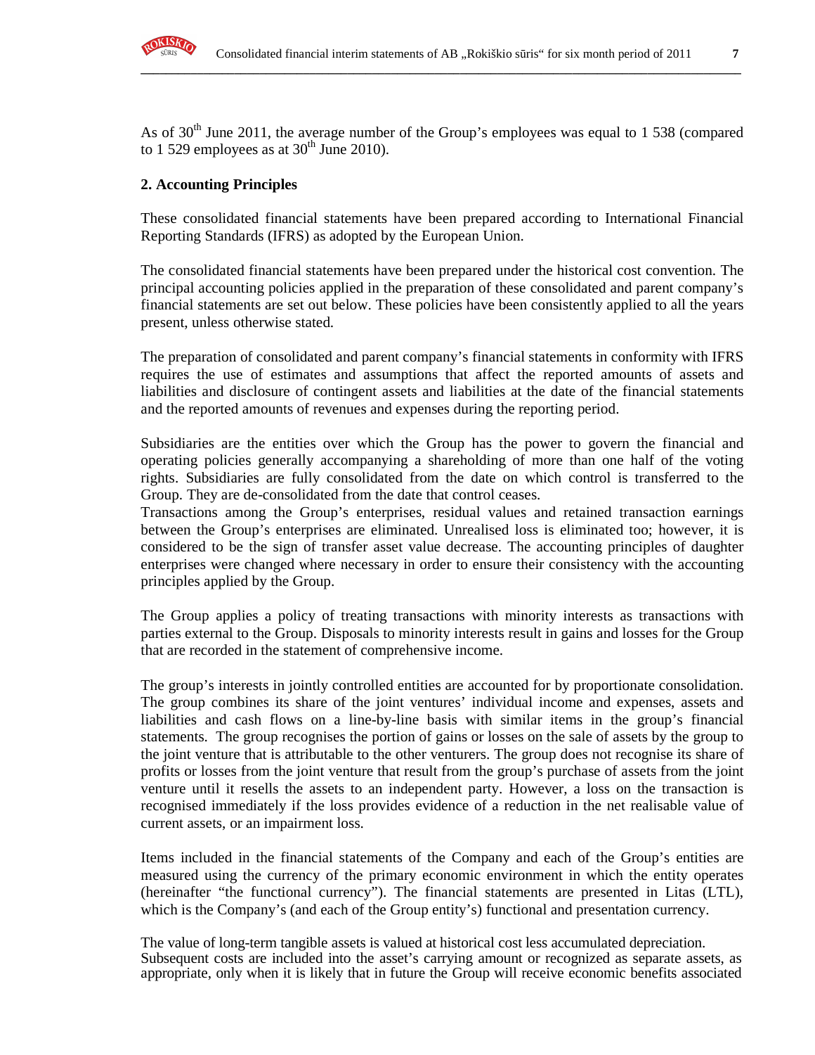As of 30th June 2011, the average number of the Group's employees was equal to 1 538 (compared to 1 529 employees as at 30th June 2010).

## 2. Accounting Principles

These consolidated financial statements have been prepared according to International Financial Reporting Standards (IFRS) as adopted by the European Union.

The consolidated financial statements have been prepared under the historical cost convention. The principal accounting policies applied in the preparation of these consolidated and parent company's financial statements are set out below. These policies have been consistently applied to all the years present, unless otherwise stated.

The preparation of consolidated and parent company's financial statements in conformity with IFRS requires the use of estimates and assumptions that affect the reported amounts of assets and liabilities and disclosure of contingent assets and liabilities at the date of the financial statements and the reported amounts of revenues and expenses during the reporting period.

Subsidiaries are the entities over which the Group has the power to govern the financial and operating policies generally accompanying a shareholding of more than one half of the voting rights. Subsidiaries are fully consolidated from the date on which control is transferred to the Group. They are de-consolidated from the date that control ceases.
Transactions among the Group's enterprises, residual values and retained transaction earnings between the Group's enterprises are eliminated. Unrealised loss is eliminated too; however, it is considered to be the sign of transfer asset value decrease. The accounting principles of daughter enterprises were changed where necessary in order to ensure their consistency with the accounting principles applied by the Group.

The Group applies a policy of treating transactions with minority interests as transactions with parties external to the Group. Disposals to minority interests result in gains and losses for the Group that are recorded in the statement of comprehensive income.

The group's interests in jointly controlled entities are accounted for by proportionate consolidation. The group combines its share of the joint ventures' individual income and expenses, assets and liabilities and cash flows on a line-by-line basis with similar items in the group's financial statements. The group recognises the portion of gains or losses on the sale of assets by the group to the joint venture that is attributable to the other venturers. The group does not recognise its share of profits or losses from the joint venture that result from the group's purchase of assets from the joint venture until it resells the assets to an independent party. However, a loss on the transaction is recognised immediately if the loss provides evidence of a reduction in the net realisable value of current assets, or an impairment loss.

Items included in the financial statements of the Company and each of the Group's entities are measured using the currency of the primary economic environment in which the entity operates (hereinafter "the functional currency"). The financial statements are presented in Litas (LTL), which is the Company's (and each of the Group entity's) functional and presentation currency.

The value of long-term tangible assets is valued at historical cost less accumulated depreciation.
Subsequent costs are included into the asset's carrying amount or recognized as separate assets, as appropriate, only when it is likely that in future the Group will receive economic benefits associated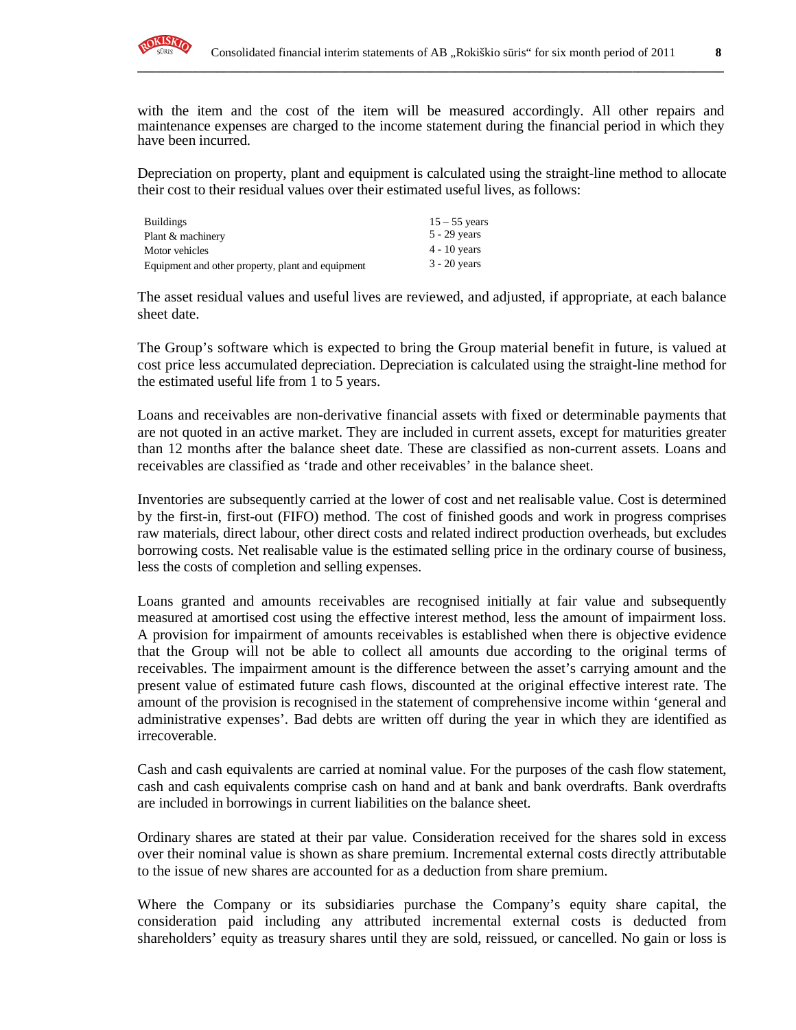with the item and the cost of the item will be measured accordingly. All other repairs and maintenance expenses are charged to the income statement during the financial period in which they have been incurred.

Depreciation on property, plant and equipment is calculated using the straight-line method to allocate their cost to their residual values over their estimated useful lives, as follows:

| | |
|---|---|
| Buildings | 15 – 55 years |
| Plant & machinery | 5 - 29 years |
| Motor vehicles | 4 - 10 years |
| Equipment and other property, plant and equipment | 3 - 20 years |

The asset residual values and useful lives are reviewed, and adjusted, if appropriate, at each balance sheet date.

The Group's software which is expected to bring the Group material benefit in future, is valued at cost price less accumulated depreciation. Depreciation is calculated using the straight-line method for the estimated useful life from 1 to 5 years.

Loans and receivables are non-derivative financial assets with fixed or determinable payments that are not quoted in an active market. They are included in current assets, except for maturities greater than 12 months after the balance sheet date. These are classified as non-current assets. Loans and receivables are classified as 'trade and other receivables' in the balance sheet.

Inventories are subsequently carried at the lower of cost and net realisable value. Cost is determined by the first-in, first-out (FIFO) method. The cost of finished goods and work in progress comprises raw materials, direct labour, other direct costs and related indirect production overheads, but excludes borrowing costs. Net realisable value is the estimated selling price in the ordinary course of business, less the costs of completion and selling expenses.

Loans granted and amounts receivables are recognised initially at fair value and subsequently measured at amortised cost using the effective interest method, less the amount of impairment loss. A provision for impairment of amounts receivables is established when there is objective evidence that the Group will not be able to collect all amounts due according to the original terms of receivables. The impairment amount is the difference between the asset's carrying amount and the present value of estimated future cash flows, discounted at the original effective interest rate. The amount of the provision is recognised in the statement of comprehensive income within 'general and administrative expenses'. Bad debts are written off during the year in which they are identified as irrecoverable.

Cash and cash equivalents are carried at nominal value. For the purposes of the cash flow statement, cash and cash equivalents comprise cash on hand and at bank and bank overdrafts. Bank overdrafts are included in borrowings in current liabilities on the balance sheet.

Ordinary shares are stated at their par value. Consideration received for the shares sold in excess over their nominal value is shown as share premium. Incremental external costs directly attributable to the issue of new shares are accounted for as a deduction from share premium.

Where the Company or its subsidiaries purchase the Company's equity share capital, the consideration paid including any attributed incremental external costs is deducted from shareholders' equity as treasury shares until they are sold, reissued, or cancelled. No gain or loss is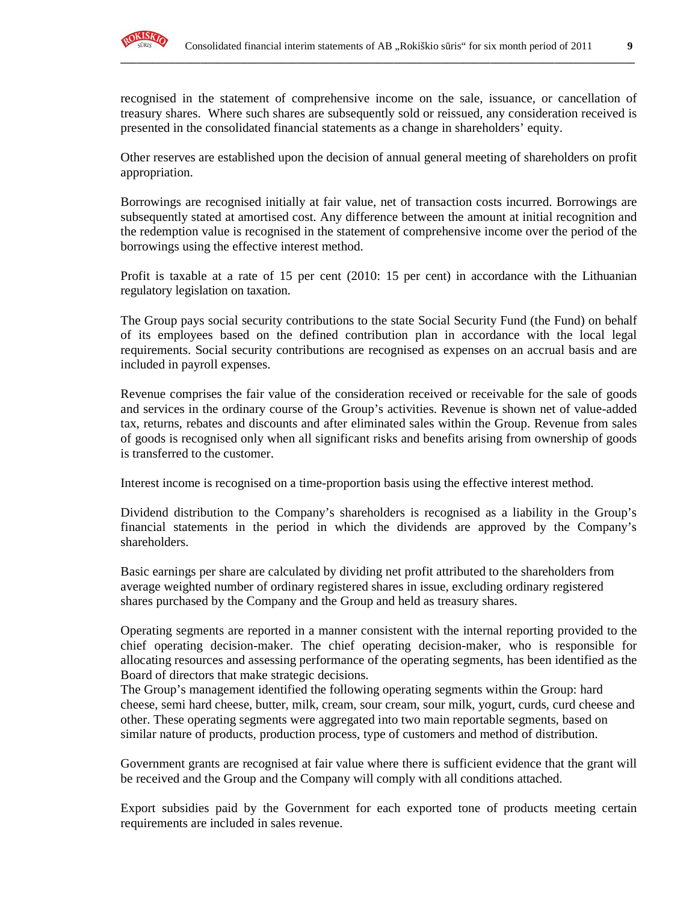recognised in the statement of comprehensive income on the sale, issuance, or cancellation of treasury shares. Where such shares are subsequently sold or reissued, any consideration received is presented in the consolidated financial statements as a change in shareholders' equity.

Other reserves are established upon the decision of annual general meeting of shareholders on profit appropriation.

Borrowings are recognised initially at fair value, net of transaction costs incurred. Borrowings are subsequently stated at amortised cost. Any difference between the amount at initial recognition and the redemption value is recognised in the statement of comprehensive income over the period of the borrowings using the effective interest method.

Profit is taxable at a rate of 15 per cent (2010: 15 per cent) in accordance with the Lithuanian regulatory legislation on taxation.

The Group pays social security contributions to the state Social Security Fund (the Fund) on behalf of its employees based on the defined contribution plan in accordance with the local legal requirements. Social security contributions are recognised as expenses on an accrual basis and are included in payroll expenses.

Revenue comprises the fair value of the consideration received or receivable for the sale of goods and services in the ordinary course of the Group's activities. Revenue is shown net of value-added tax, returns, rebates and discounts and after eliminated sales within the Group. Revenue from sales of goods is recognised only when all significant risks and benefits arising from ownership of goods is transferred to the customer.

Interest income is recognised on a time-proportion basis using the effective interest method.

Dividend distribution to the Company's shareholders is recognised as a liability in the Group's financial statements in the period in which the dividends are approved by the Company's shareholders.

Basic earnings per share are calculated by dividing net profit attributed to the shareholders from average weighted number of ordinary registered shares in issue, excluding ordinary registered shares purchased by the Company and the Group and held as treasury shares.

Operating segments are reported in a manner consistent with the internal reporting provided to the chief operating decision-maker. The chief operating decision-maker, who is responsible for allocating resources and assessing performance of the operating segments, has been identified as the Board of directors that make strategic decisions.
The Group's management identified the following operating segments within the Group: hard cheese, semi hard cheese, butter, milk, cream, sour cream, sour milk, yogurt, curds, curd cheese and other. These operating segments were aggregated into two main reportable segments, based on similar nature of products, production process, type of customers and method of distribution.

Government grants are recognised at fair value where there is sufficient evidence that the grant will be received and the Group and the Company will comply with all conditions attached.

Export subsidies paid by the Government for each exported tone of products meeting certain requirements are included in sales revenue.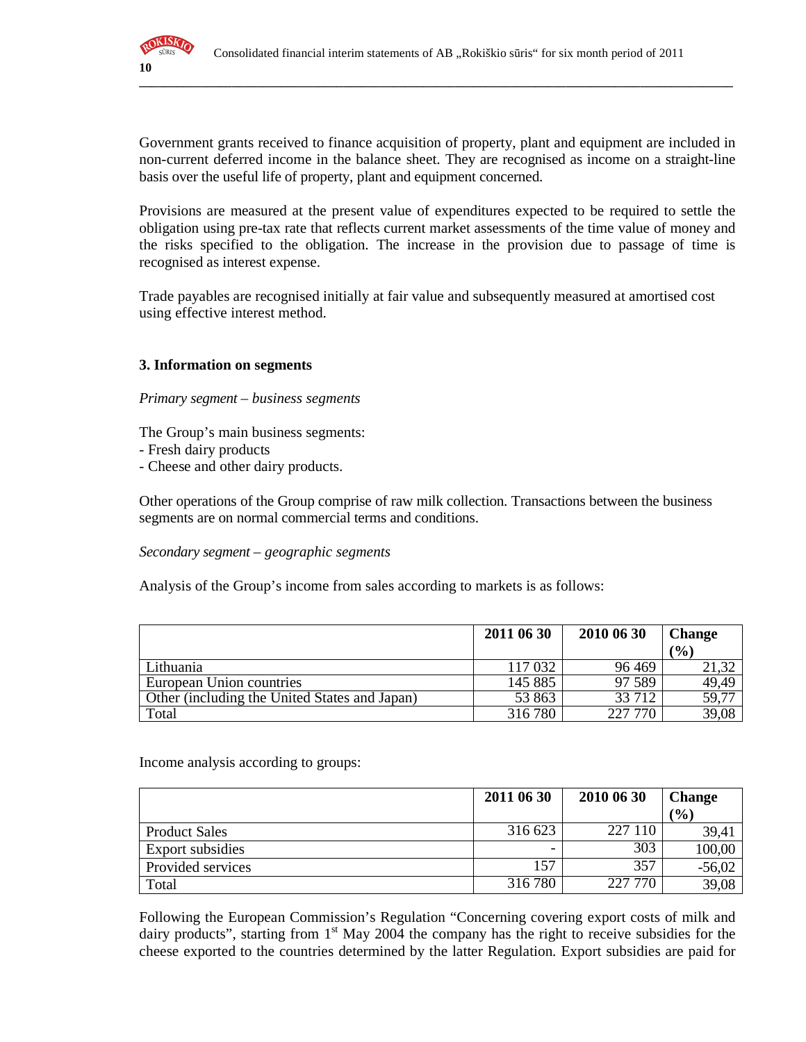Government grants received to finance acquisition of property, plant and equipment are included in non-current deferred income in the balance sheet. They are recognised as income on a straight-line basis over the useful life of property, plant and equipment concerned.

Provisions are measured at the present value of expenditures expected to be required to settle the obligation using pre-tax rate that reflects current market assessments of the time value of money and the risks specified to the obligation. The increase in the provision due to passage of time is recognised as interest expense.

Trade payables are recognised initially at fair value and subsequently measured at amortised cost using effective interest method.

### 3. Information on segments

*Primary segment – business segments*

The Group's main business segments:
- Fresh dairy products
- Cheese and other dairy products.

Other operations of the Group comprise of raw milk collection. Transactions between the business segments are on normal commercial terms and conditions.

*Secondary segment – geographic segments*

Analysis of the Group's income from sales according to markets is as follows:

| | 2011 06 30 | 2010 06 30 | Change (%) |
|---|---|---|---|
| Lithuania | 117 032 | 96 469 | 21,32 |
| European Union countries | 145 885 | 97 589 | 49,49 |
| Other (including the United States and Japan) | 53 863 | 33 712 | 59,77 |
| Total | 316 780 | 227 770 | 39,08 |

Income analysis according to groups:

| | 2011 06 30 | 2010 06 30 | Change (%) |
|---|---|---|---|
| Product Sales | 316 623 | 227 110 | 39,41 |
| Export subsidies | - | 303 | 100,00 |
| Provided services | 157 | 357 | -56,02 |
| Total | 316 780 | 227 770 | 39,08 |

Following the European Commission's Regulation "Concerning covering export costs of milk and dairy products", starting from 1st May 2004 the company has the right to receive subsidies for the cheese exported to the countries determined by the latter Regulation. Export subsidies are paid for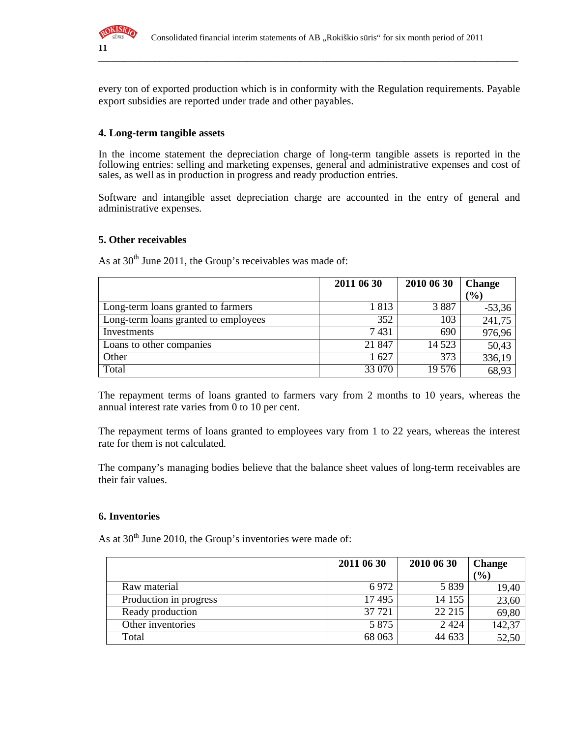every ton of exported production which is in conformity with the Regulation requirements. Payable export subsidies are reported under trade and other payables.

### 4. Long-term tangible assets

In the income statement the depreciation charge of long-term tangible assets is reported in the following entries: selling and marketing expenses, general and administrative expenses and cost of sales, as well as in production in progress and ready production entries.

Software and intangible asset depreciation charge are accounted in the entry of general and administrative expenses.

### 5. Other receivables

As at 30th June 2011, the Group's receivables was made of:

| | 2011 06 30 | 2010 06 30 | Change (%) |
|---|---|---|---|
| Long-term loans granted to farmers | 1 813 | 3 887 | -53,36 |
| Long-term loans granted to employees | 352 | 103 | 241,75 |
| Investments | 7 431 | 690 | 976,96 |
| Loans to other companies | 21 847 | 14 523 | 50,43 |
| Other | 1 627 | 373 | 336,19 |
| Total | 33 070 | 19 576 | 68,93 |

The repayment terms of loans granted to farmers vary from 2 months to 10 years, whereas the annual interest rate varies from 0 to 10 per cent.

The repayment terms of loans granted to employees vary from 1 to 22 years, whereas the interest rate for them is not calculated.

The company's managing bodies believe that the balance sheet values of long-term receivables are their fair values.

### 6. Inventories

As at 30th June 2010, the Group's inventories were made of:

| | 2011 06 30 | 2010 06 30 | Change (%) |
|---|---|---|---|
| Raw material | 6 972 | 5 839 | 19,40 |
| Production in progress | 17 495 | 14 155 | 23,60 |
| Ready production | 37 721 | 22 215 | 69,80 |
| Other inventories | 5 875 | 2 424 | 142,37 |
| Total | 68 063 | 44 633 | 52,50 |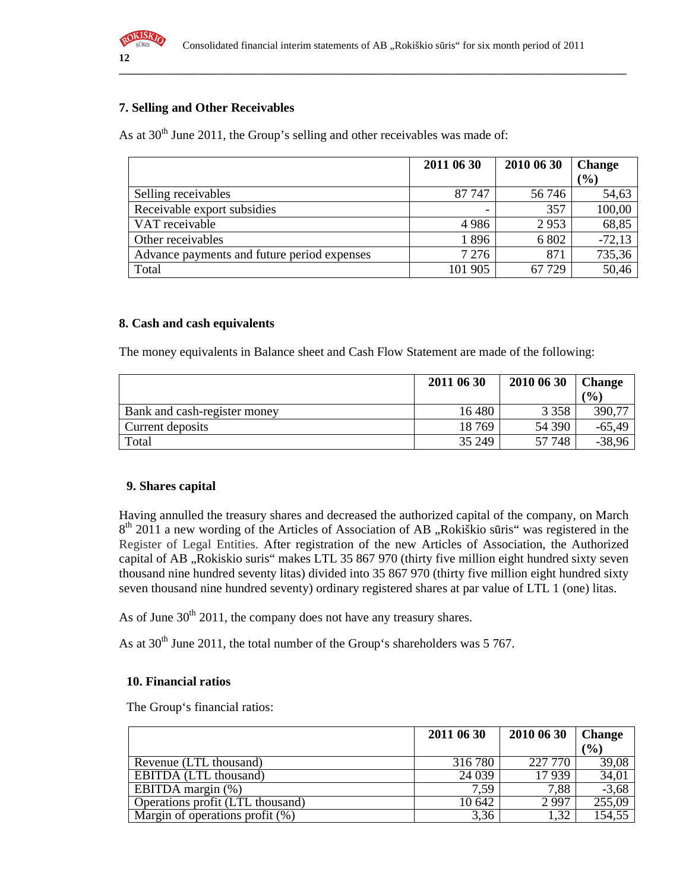## 7. Selling and Other Receivables

As at 30th June 2011, the Group's selling and other receivables was made of:

| | 2011 06 30 | 2010 06 30 | Change (%) |
|---|---|---|---|
| Selling receivables | 87 747 | 56 746 | 54,63 |
| Receivable export subsidies | - | 357 | 100,00 |
| VAT receivable | 4 986 | 2 953 | 68,85 |
| Other receivables | 1 896 | 6 802 | -72,13 |
| Advance payments and future period expenses | 7 276 | 871 | 735,36 |
| Total | 101 905 | 67 729 | 50,46 |

## 8. Cash and cash equivalents

The money equivalents in Balance sheet and Cash Flow Statement are made of the following:

| | 2011 06 30 | 2010 06 30 | Change (%) |
|---|---|---|---|
| Bank and cash-register money | 16 480 | 3 358 | 390,77 |
| Current deposits | 18 769 | 54 390 | -65,49 |
| Total | 35 249 | 57 748 | -38,96 |

## 9. Shares capital

Having annulled the treasury shares and decreased the authorized capital of the company, on March 8th 2011 a new wording of the Articles of Association of AB „Rokiškio sūris" was registered in the Register of Legal Entities. After registration of the new Articles of Association, the Authorized capital of AB „Rokiskio suris" makes LTL 35 867 970 (thirty five million eight hundred sixty seven thousand nine hundred seventy litas) divided into 35 867 970 (thirty five million eight hundred sixty seven thousand nine hundred seventy) ordinary registered shares at par value of LTL 1 (one) litas.

As of June 30th 2011, the company does not have any treasury shares.

As at 30th June 2011, the total number of the Group's shareholders was 5 767.

## 10. Financial ratios

The Group's financial ratios:

| | 2011 06 30 | 2010 06 30 | Change (%) |
|---|---|---|---|
| Revenue (LTL thousand) | 316 780 | 227 770 | 39,08 |
| EBITDA (LTL thousand) | 24 039 | 17 939 | 34,01 |
| EBITDA margin (%) | 7,59 | 7,88 | -3,68 |
| Operations profit (LTL thousand) | 10 642 | 2 997 | 255,09 |
| Margin of operations profit (%) | 3,36 | 1,32 | 154,55 |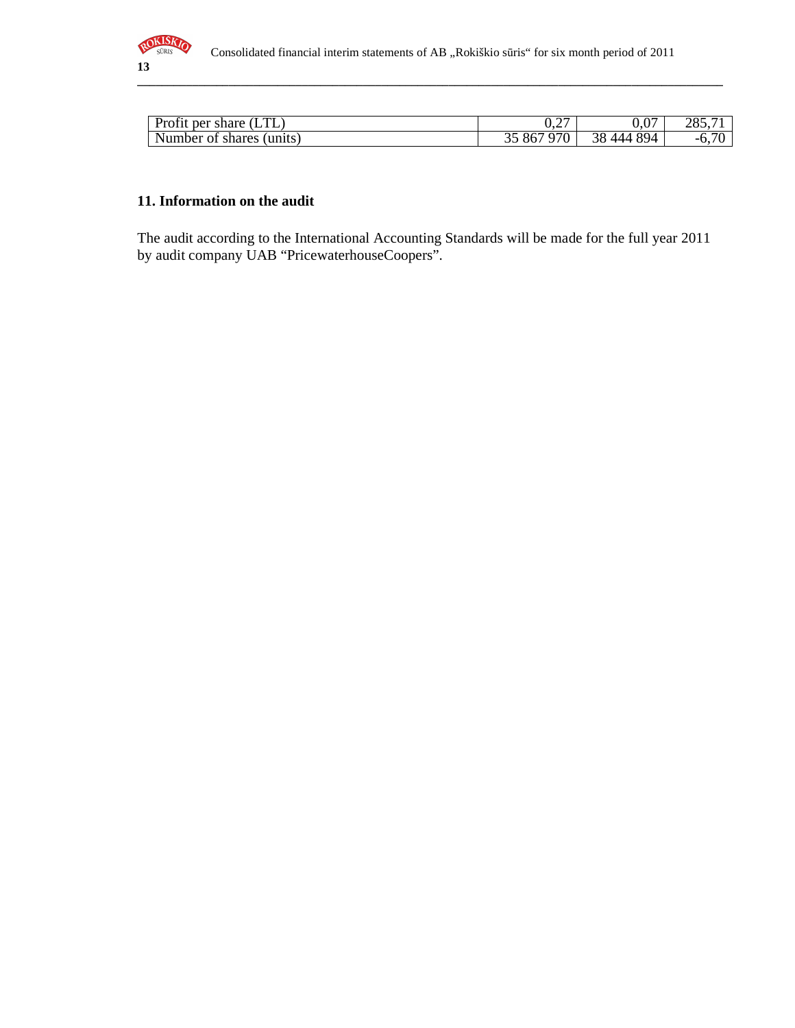| | | | |
|---|---|---|---|
| Profit per share (LTL) | 0,27 | 0,07 | 285,71 |
| Number of shares (units) | 35 867 970 | 38 444 894 | -6,70 |

## 11. Information on the audit

The audit according to the International Accounting Standards will be made for the full year 2011 by audit company UAB "PricewaterhouseCoopers".